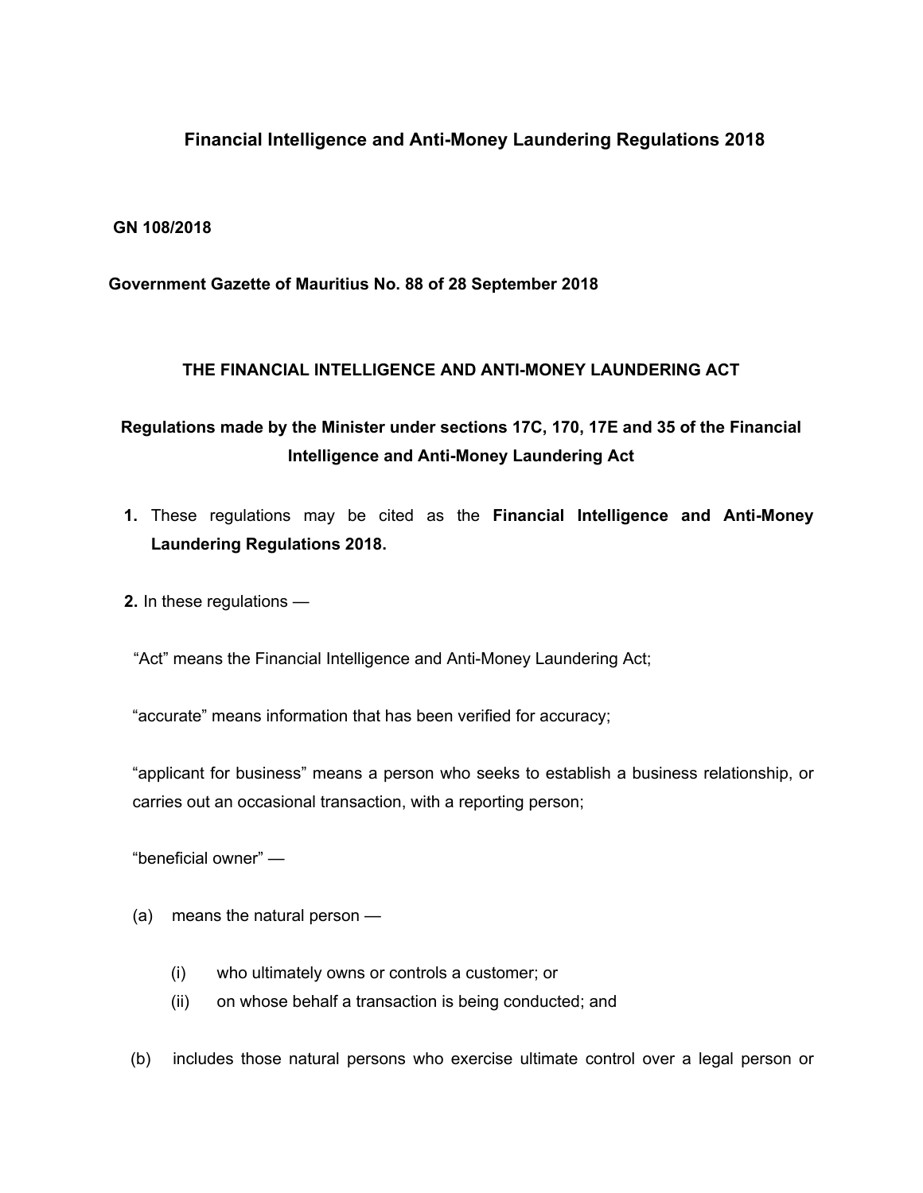# Financial Intelligence and Anti-Money Laundering Regulations 2018

**GN 108/2018**

**Government Gazette of Mauritius No. 88 of 28 September 2018**

**THE FINANCIAL INTELLIGENCE AND ANTI-MONEY LAUNDERING ACT**

**Regulations made by the Minister under sections 17C, 170, 17E and 35 of the Financial Intelligence and Anti-Money Laundering Act**

**1.** These regulations may be cited as the **Financial Intelligence and Anti-Money Laundering Regulations 2018.**

**2.** In these regulations —

"Act" means the Financial Intelligence and Anti-Money Laundering Act;

"accurate" means information that has been verified for accuracy;

"applicant for business" means a person who seeks to establish a business relationship, or carries out an occasional transaction, with a reporting person;

"beneficial owner" —

(a) means the natural person —

(i) who ultimately owns or controls a customer; or

(ii) on whose behalf a transaction is being conducted; and

(b) includes those natural persons who exercise ultimate control over a legal person or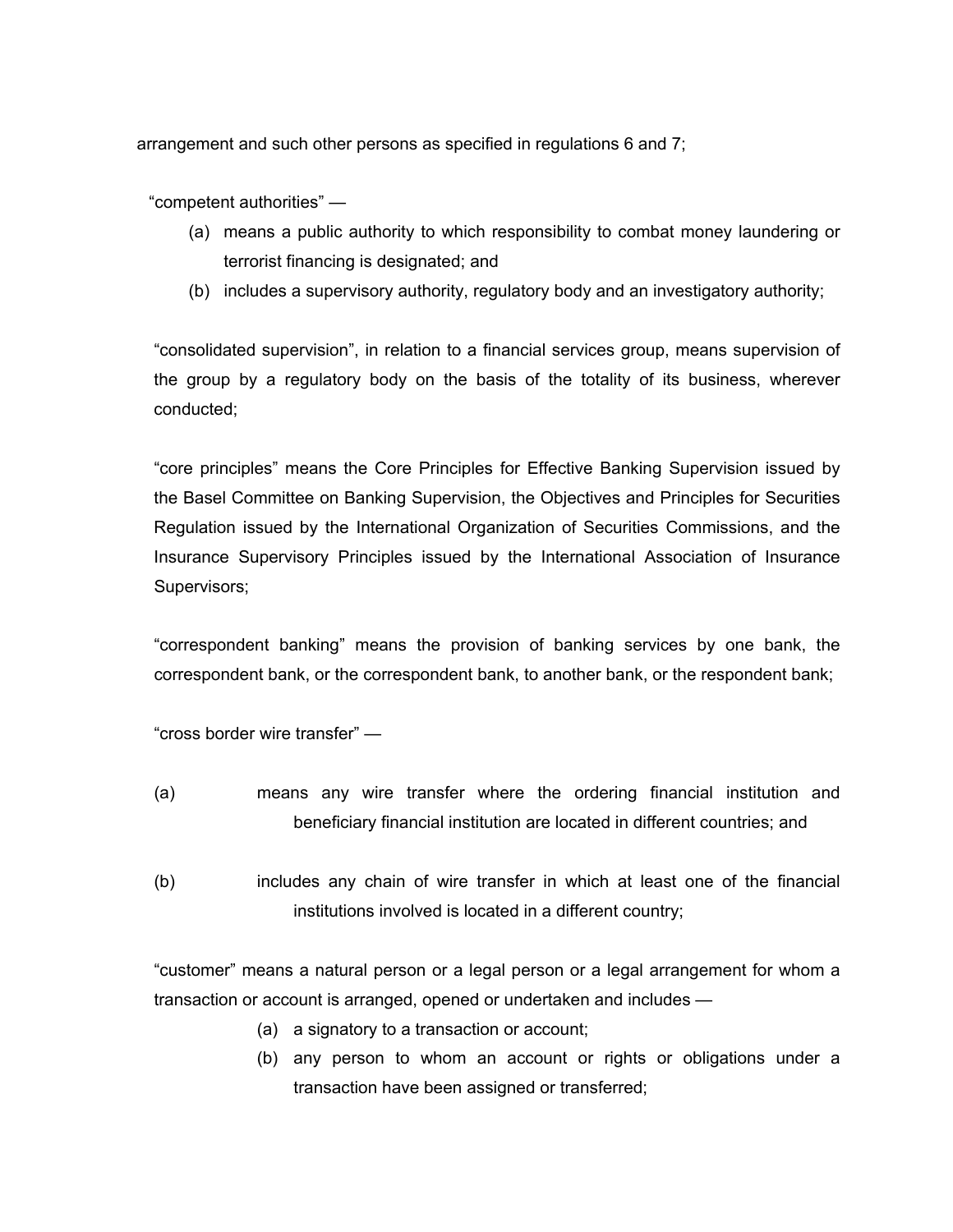arrangement and such other persons as specified in regulations 6 and 7;

"competent authorities" —

(a) means a public authority to which responsibility to combat money laundering or terrorist financing is designated; and

(b) includes a supervisory authority, regulatory body and an investigatory authority;

"consolidated supervision", in relation to a financial services group, means supervision of the group by a regulatory body on the basis of the totality of its business, wherever conducted;

"core principles" means the Core Principles for Effective Banking Supervision issued by the Basel Committee on Banking Supervision, the Objectives and Principles for Securities Regulation issued by the International Organization of Securities Commissions, and the Insurance Supervisory Principles issued by the International Association of Insurance Supervisors;

"correspondent banking" means the provision of banking services by one bank, the correspondent bank, or the correspondent bank, to another bank, or the respondent bank;

"cross border wire transfer" —

(a) means any wire transfer where the ordering financial institution and beneficiary financial institution are located in different countries; and

(b) includes any chain of wire transfer in which at least one of the financial institutions involved is located in a different country;

"customer" means a natural person or a legal person or a legal arrangement for whom a transaction or account is arranged, opened or undertaken and includes —

(a) a signatory to a transaction or account;

(b) any person to whom an account or rights or obligations under a transaction have been assigned or transferred;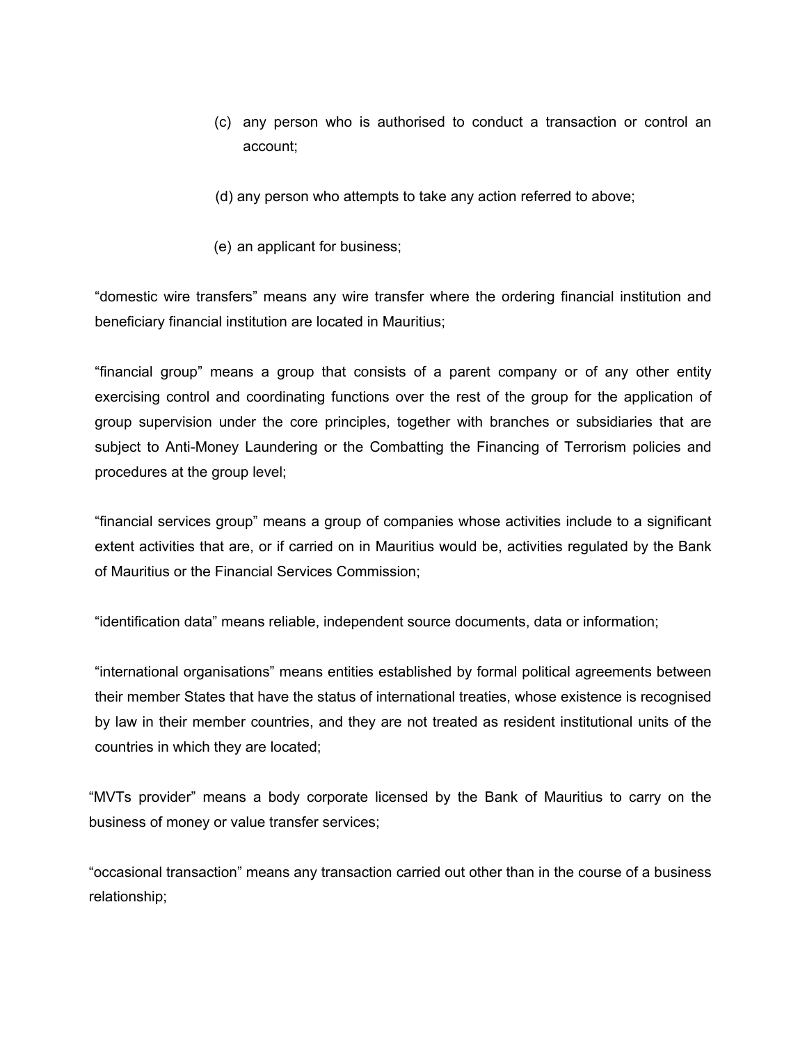(c) any person who is authorised to conduct a transaction or control an account;

(d) any person who attempts to take any action referred to above;

(e) an applicant for business;

“domestic wire transfers” means any wire transfer where the ordering financial institution and beneficiary financial institution are located in Mauritius;

“financial group” means a group that consists of a parent company or of any other entity exercising control and coordinating functions over the rest of the group for the application of group supervision under the core principles, together with branches or subsidiaries that are subject to Anti-Money Laundering or the Combatting the Financing of Terrorism policies and procedures at the group level;

“financial services group” means a group of companies whose activities include to a significant extent activities that are, or if carried on in Mauritius would be, activities regulated by the Bank of Mauritius or the Financial Services Commission;

“identification data” means reliable, independent source documents, data or information;

“international organisations” means entities established by formal political agreements between their member States that have the status of international treaties, whose existence is recognised by law in their member countries, and they are not treated as resident institutional units of the countries in which they are located;

“MVTs provider” means a body corporate licensed by the Bank of Mauritius to carry on the business of money or value transfer services;

“occasional transaction” means any transaction carried out other than in the course of a business relationship;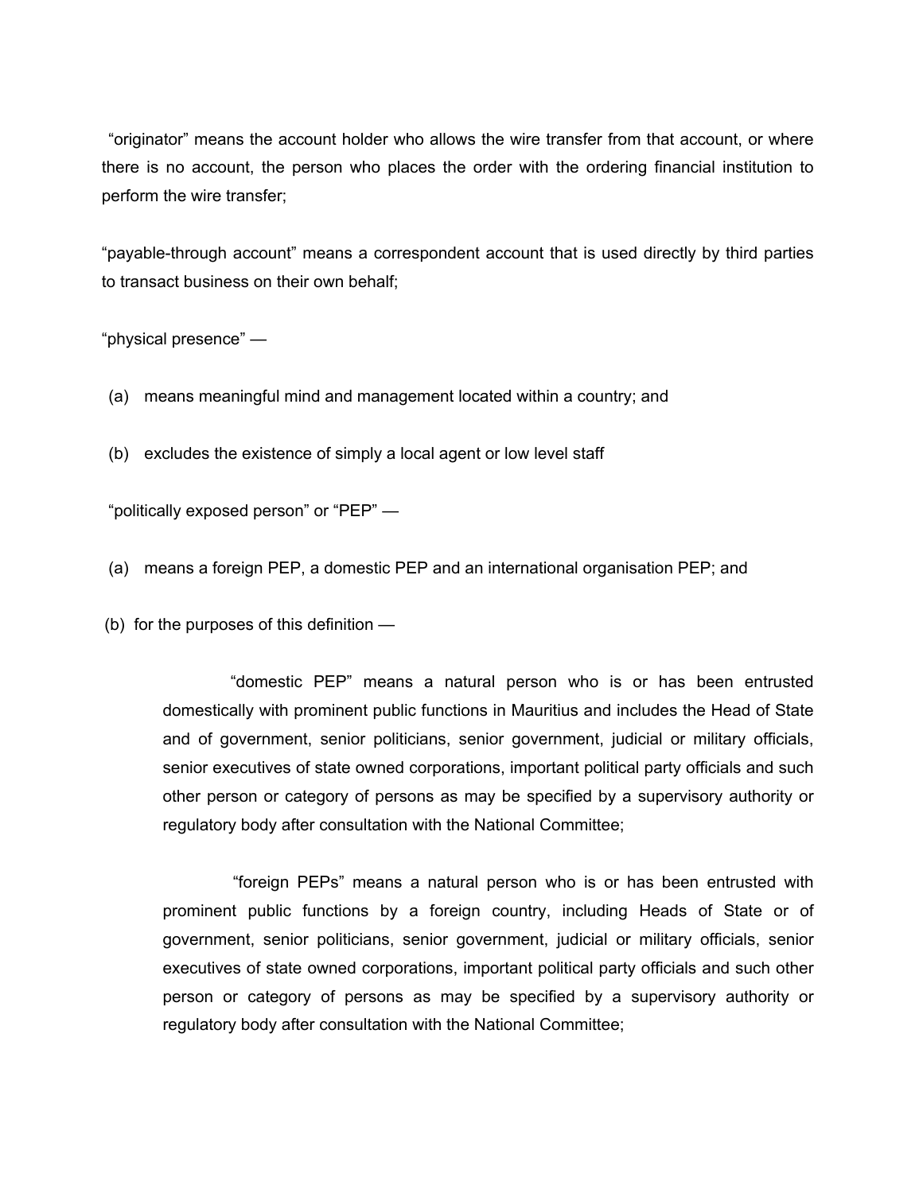"originator" means the account holder who allows the wire transfer from that account, or where there is no account, the person who places the order with the ordering financial institution to perform the wire transfer;

"payable-through account" means a correspondent account that is used directly by third parties to transact business on their own behalf;

"physical presence" —

(a) means meaningful mind and management located within a country; and

(b) excludes the existence of simply a local agent or low level staff

"politically exposed person" or "PEP" —

(a) means a foreign PEP, a domestic PEP and an international organisation PEP; and

(b) for the purposes of this definition —

> "domestic PEP" means a natural person who is or has been entrusted domestically with prominent public functions in Mauritius and includes the Head of State and of government, senior politicians, senior government, judicial or military officials, senior executives of state owned corporations, important political party officials and such other person or category of persons as may be specified by a supervisory authority or regulatory body after consultation with the National Committee;
>
> "foreign PEPs" means a natural person who is or has been entrusted with prominent public functions by a foreign country, including Heads of State or of government, senior politicians, senior government, judicial or military officials, senior executives of state owned corporations, important political party officials and such other person or category of persons as may be specified by a supervisory authority or regulatory body after consultation with the National Committee;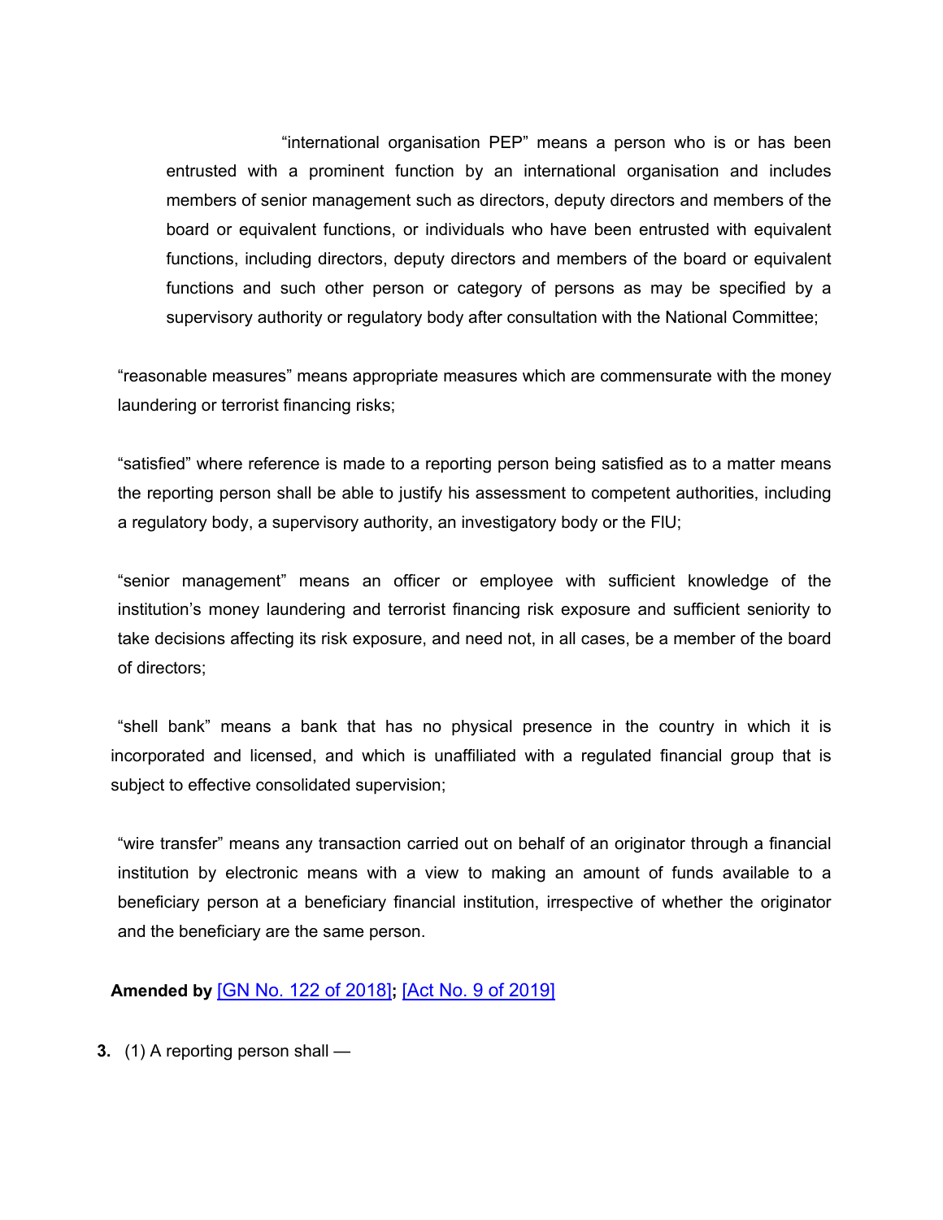"international organisation PEP" means a person who is or has been entrusted with a prominent function by an international organisation and includes members of senior management such as directors, deputy directors and members of the board or equivalent functions, or individuals who have been entrusted with equivalent functions, including directors, deputy directors and members of the board or equivalent functions and such other person or category of persons as may be specified by a supervisory authority or regulatory body after consultation with the National Committee;

"reasonable measures" means appropriate measures which are commensurate with the money laundering or terrorist financing risks;

"satisfied" where reference is made to a reporting person being satisfied as to a matter means the reporting person shall be able to justify his assessment to competent authorities, including a regulatory body, a supervisory authority, an investigatory body or the FIU;

"senior management" means an officer or employee with sufficient knowledge of the institution's money laundering and terrorist financing risk exposure and sufficient seniority to take decisions affecting its risk exposure, and need not, in all cases, be a member of the board of directors;

"shell bank" means a bank that has no physical presence in the country in which it is incorporated and licensed, and which is unaffiliated with a regulated financial group that is subject to effective consolidated supervision;

"wire transfer" means any transaction carried out on behalf of an originator through a financial institution by electronic means with a view to making an amount of funds available to a beneficiary person at a beneficiary financial institution, irrespective of whether the originator and the beneficiary are the same person.

**Amended by** [GN No. 122 of 2018]**;** [Act No. 9 of 2019]

**3.** (1) A reporting person shall —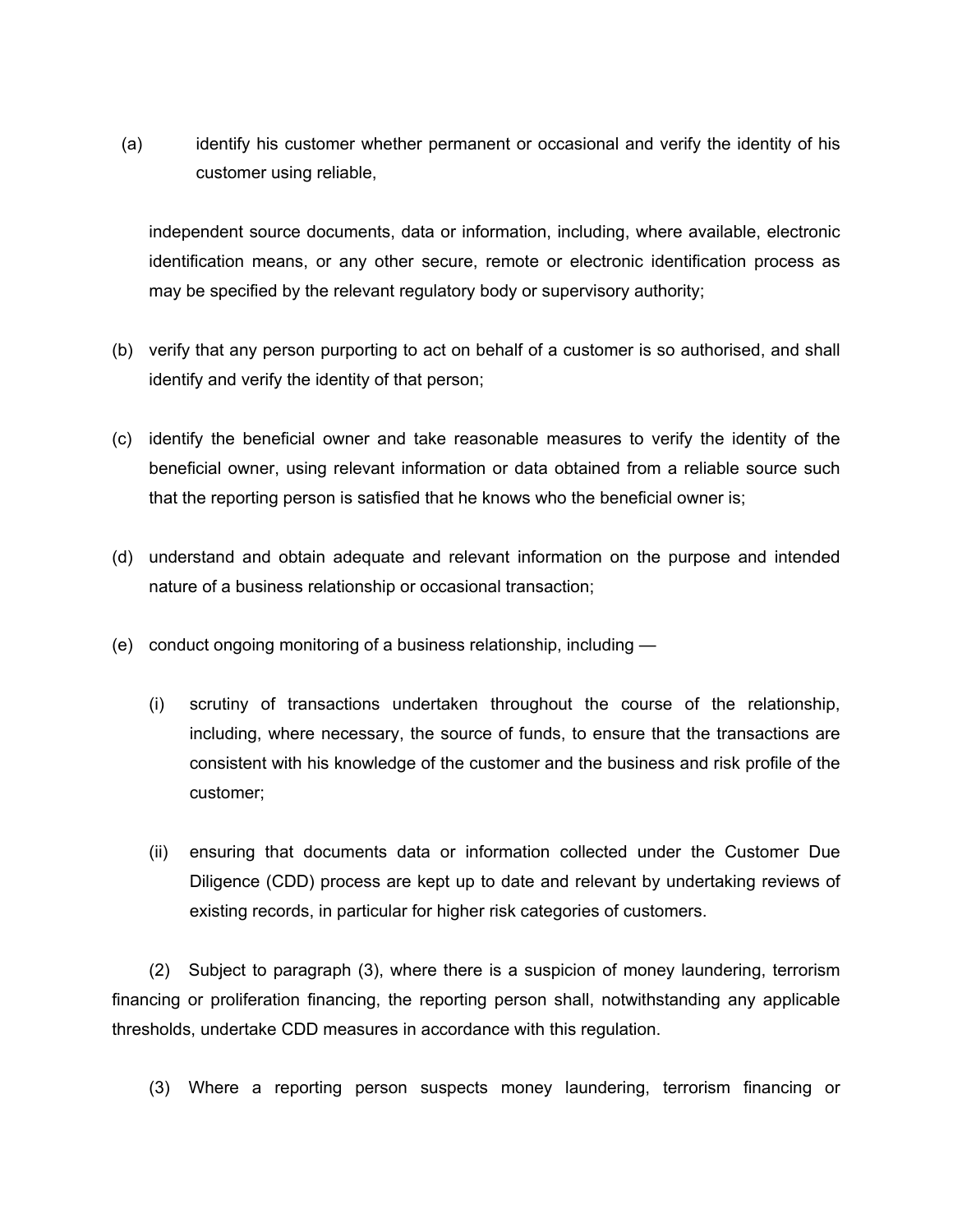(a) identify his customer whether permanent or occasional and verify the identity of his customer using reliable,

independent source documents, data or information, including, where available, electronic identification means, or any other secure, remote or electronic identification process as may be specified by the relevant regulatory body or supervisory authority;

(b) verify that any person purporting to act on behalf of a customer is so authorised, and shall identify and verify the identity of that person;

(c) identify the beneficial owner and take reasonable measures to verify the identity of the beneficial owner, using relevant information or data obtained from a reliable source such that the reporting person is satisfied that he knows who the beneficial owner is;

(d) understand and obtain adequate and relevant information on the purpose and intended nature of a business relationship or occasional transaction;

(e) conduct ongoing monitoring of a business relationship, including —

(i) scrutiny of transactions undertaken throughout the course of the relationship, including, where necessary, the source of funds, to ensure that the transactions are consistent with his knowledge of the customer and the business and risk profile of the customer;

(ii) ensuring that documents data or information collected under the Customer Due Diligence (CDD) process are kept up to date and relevant by undertaking reviews of existing records, in particular for higher risk categories of customers.

(2) Subject to paragraph (3), where there is a suspicion of money laundering, terrorism financing or proliferation financing, the reporting person shall, notwithstanding any applicable thresholds, undertake CDD measures in accordance with this regulation.

(3) Where a reporting person suspects money laundering, terrorism financing or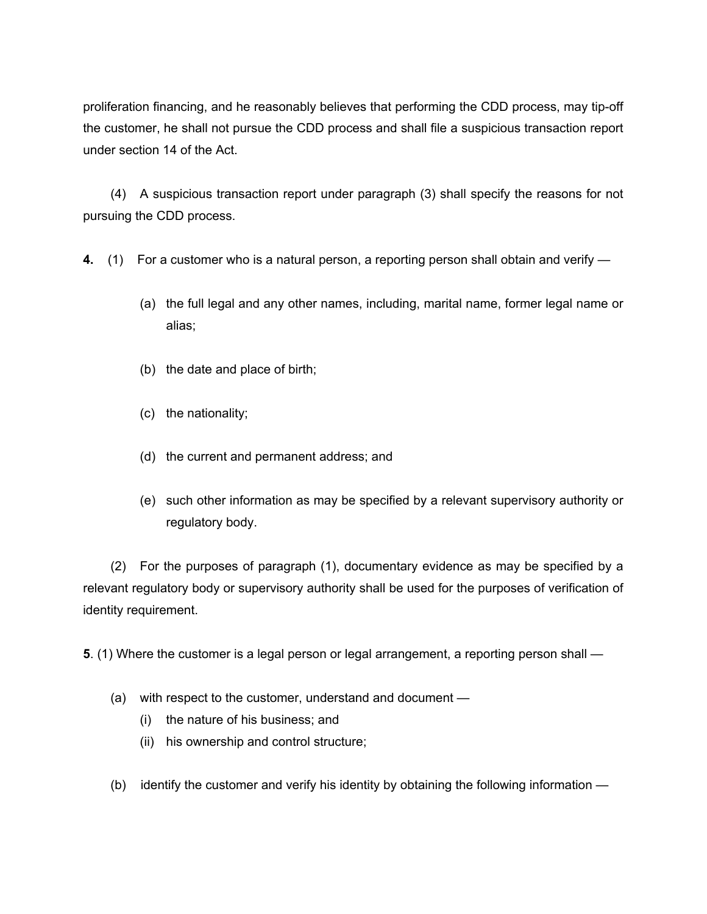proliferation financing, and he reasonably believes that performing the CDD process, may tip-off the customer, he shall not pursue the CDD process and shall file a suspicious transaction report under section 14 of the Act.

(4) A suspicious transaction report under paragraph (3) shall specify the reasons for not pursuing the CDD process.

**4.** (1) For a customer who is a natural person, a reporting person shall obtain and verify —

(a) the full legal and any other names, including, marital name, former legal name or alias;

(b) the date and place of birth;

(c) the nationality;

(d) the current and permanent address; and

(e) such other information as may be specified by a relevant supervisory authority or regulatory body.

(2) For the purposes of paragraph (1), documentary evidence as may be specified by a relevant regulatory body or supervisory authority shall be used for the purposes of verification of identity requirement.

**5**. (1) Where the customer is a legal person or legal arrangement, a reporting person shall —

(a) with respect to the customer, understand and document —
   (i) the nature of his business; and
   (ii) his ownership and control structure;

(b) identify the customer and verify his identity by obtaining the following information —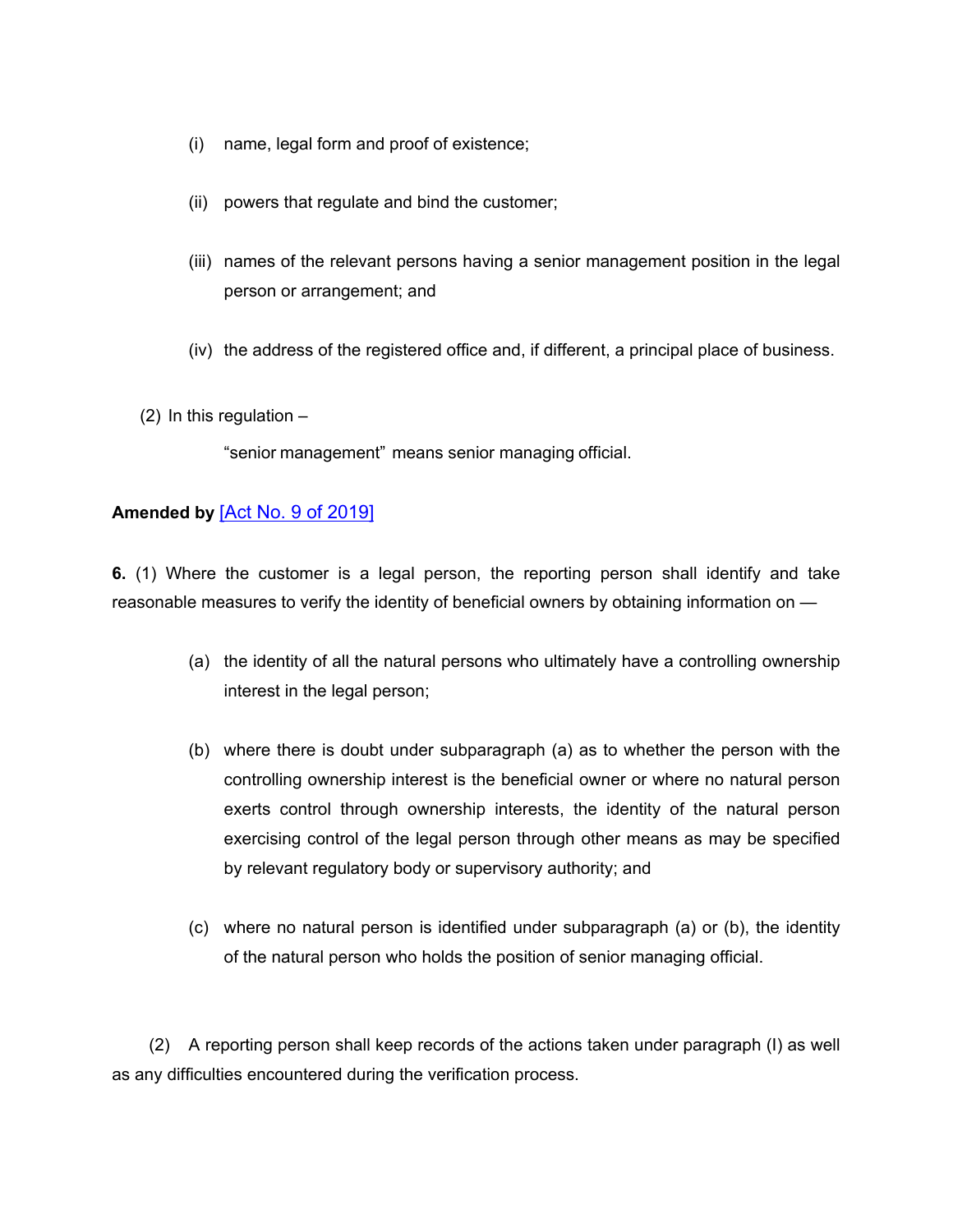(i) name, legal form and proof of existence;

(ii) powers that regulate and bind the customer;

(iii) names of the relevant persons having a senior management position in the legal person or arrangement; and

(iv) the address of the registered office and, if different, a principal place of business.

(2) In this regulation –

"senior management" means senior managing official.

**Amended by** [Act No. 9 of 2019]

**6.** (1) Where the customer is a legal person, the reporting person shall identify and take reasonable measures to verify the identity of beneficial owners by obtaining information on —

(a) the identity of all the natural persons who ultimately have a controlling ownership interest in the legal person;

(b) where there is doubt under subparagraph (a) as to whether the person with the controlling ownership interest is the beneficial owner or where no natural person exerts control through ownership interests, the identity of the natural person exercising control of the legal person through other means as may be specified by relevant regulatory body or supervisory authority; and

(c) where no natural person is identified under subparagraph (a) or (b), the identity of the natural person who holds the position of senior managing official.

(2) A reporting person shall keep records of the actions taken under paragraph (I) as well as any difficulties encountered during the verification process.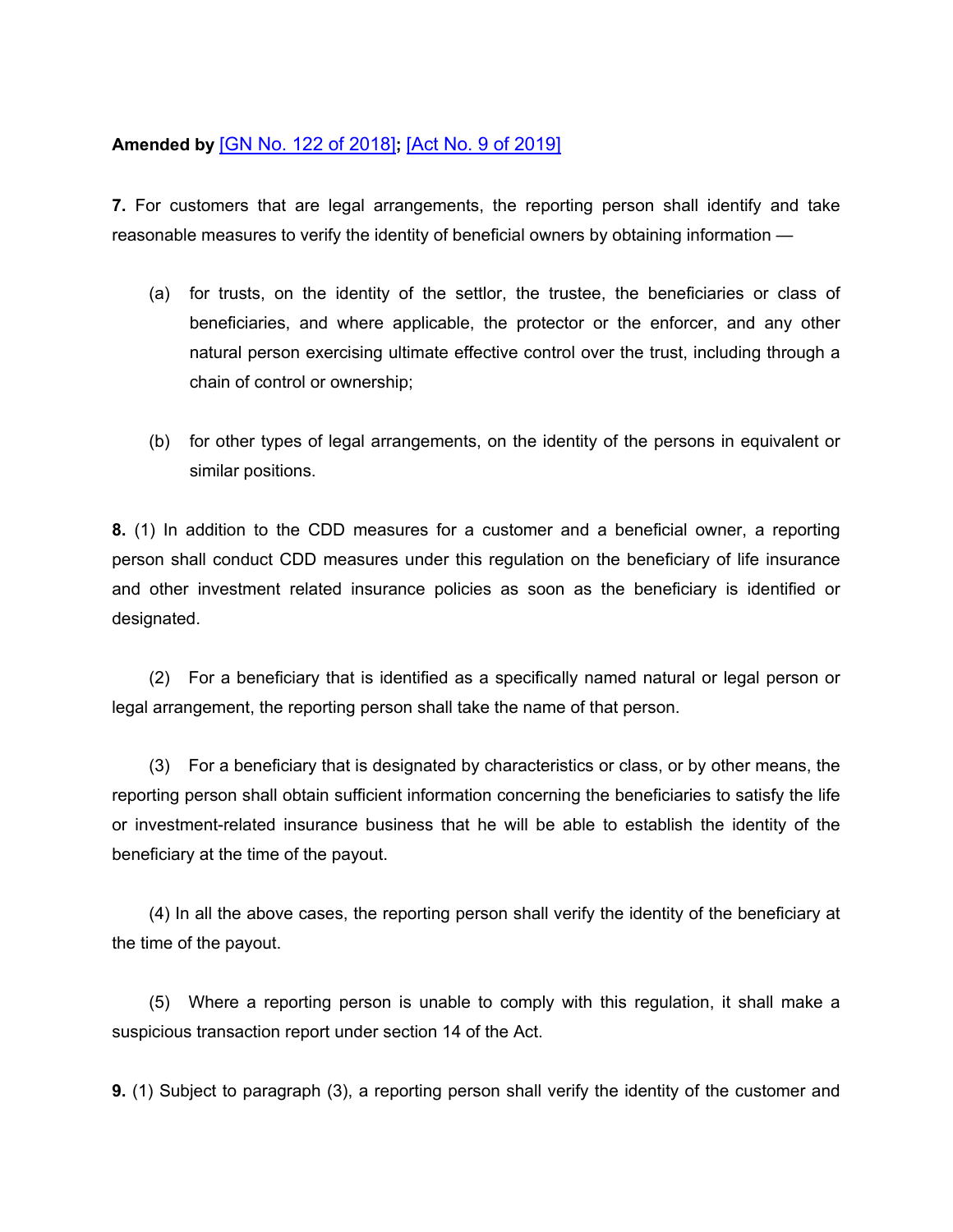**Amended by** [GN No. 122 of 2018]**;** [Act No. 9 of 2019]

**7.** For customers that are legal arrangements, the reporting person shall identify and take reasonable measures to verify the identity of beneficial owners by obtaining information —

(a) for trusts, on the identity of the settlor, the trustee, the beneficiaries or class of beneficiaries, and where applicable, the protector or the enforcer, and any other natural person exercising ultimate effective control over the trust, including through a chain of control or ownership;

(b) for other types of legal arrangements, on the identity of the persons in equivalent or similar positions.

**8.** (1) In addition to the CDD measures for a customer and a beneficial owner, a reporting person shall conduct CDD measures under this regulation on the beneficiary of life insurance and other investment related insurance policies as soon as the beneficiary is identified or designated.

(2) For a beneficiary that is identified as a specifically named natural or legal person or legal arrangement, the reporting person shall take the name of that person.

(3) For a beneficiary that is designated by characteristics or class, or by other means, the reporting person shall obtain sufficient information concerning the beneficiaries to satisfy the life or investment-related insurance business that he will be able to establish the identity of the beneficiary at the time of the payout.

(4) In all the above cases, the reporting person shall verify the identity of the beneficiary at the time of the payout.

(5) Where a reporting person is unable to comply with this regulation, it shall make a suspicious transaction report under section 14 of the Act.

**9.** (1) Subject to paragraph (3), a reporting person shall verify the identity of the customer and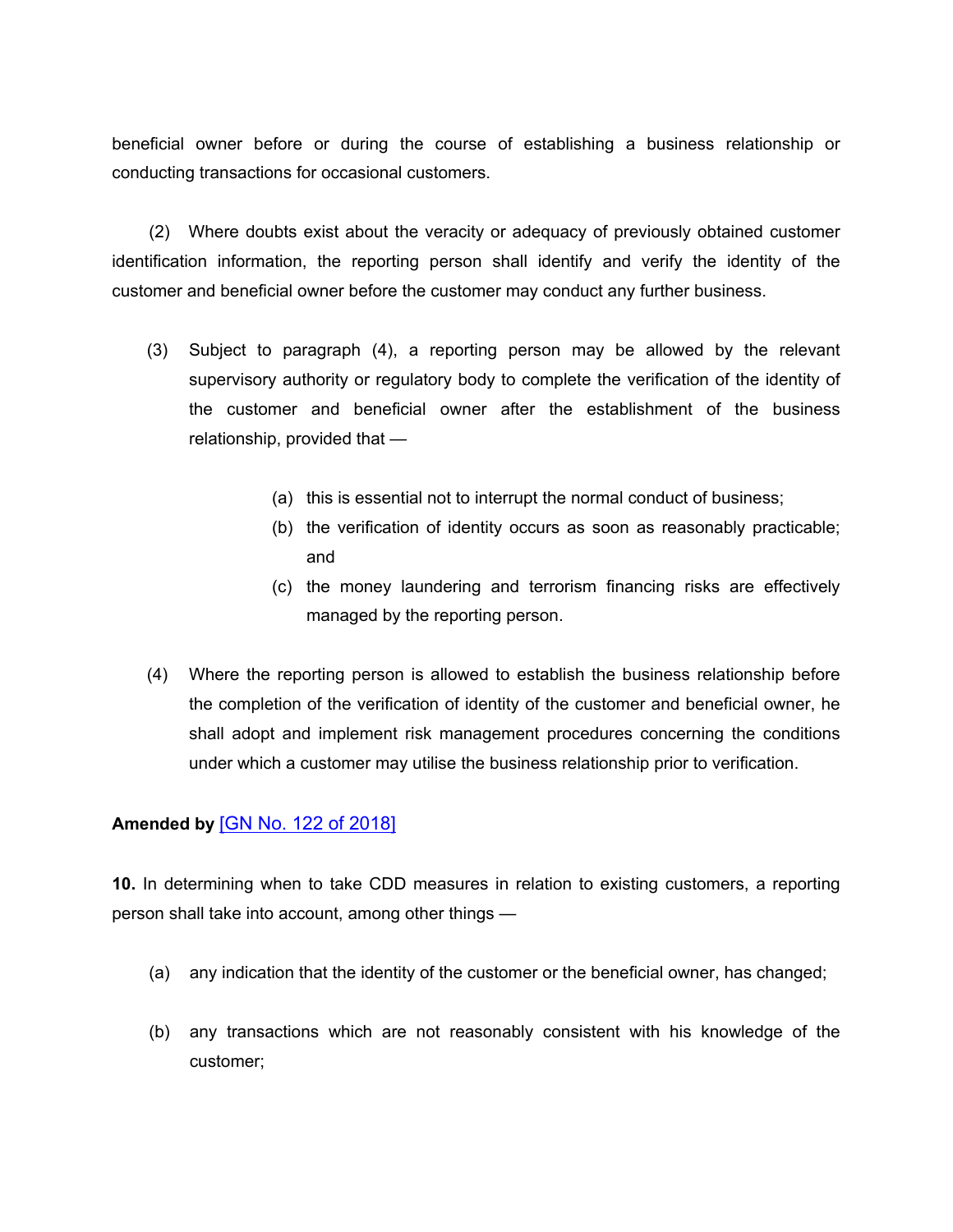beneficial owner before or during the course of establishing a business relationship or conducting transactions for occasional customers.

(2) Where doubts exist about the veracity or adequacy of previously obtained customer identification information, the reporting person shall identify and verify the identity of the customer and beneficial owner before the customer may conduct any further business.

(3) Subject to paragraph (4), a reporting person may be allowed by the relevant supervisory authority or regulatory body to complete the verification of the identity of the customer and beneficial owner after the establishment of the business relationship, provided that —

(a) this is essential not to interrupt the normal conduct of business;

(b) the verification of identity occurs as soon as reasonably practicable; and

(c) the money laundering and terrorism financing risks are effectively managed by the reporting person.

(4) Where the reporting person is allowed to establish the business relationship before the completion of the verification of identity of the customer and beneficial owner, he shall adopt and implement risk management procedures concerning the conditions under which a customer may utilise the business relationship prior to verification.

**Amended by** [GN No. 122 of 2018]

**10.** In determining when to take CDD measures in relation to existing customers, a reporting person shall take into account, among other things —

(a) any indication that the identity of the customer or the beneficial owner, has changed;

(b) any transactions which are not reasonably consistent with his knowledge of the customer;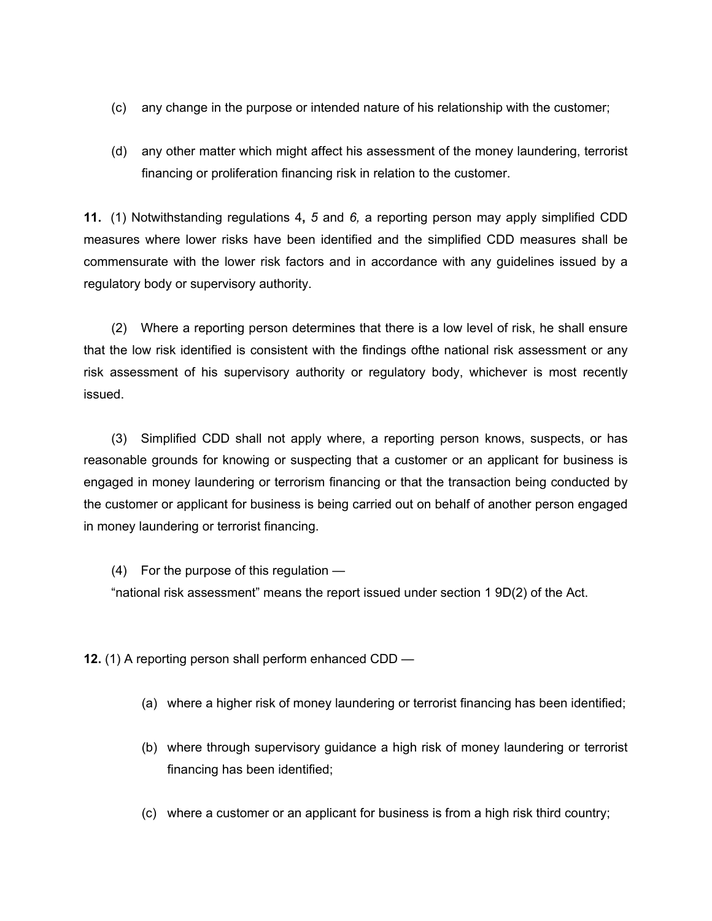(c) any change in the purpose or intended nature of his relationship with the customer;

(d) any other matter which might affect his assessment of the money laundering, terrorist financing or proliferation financing risk in relation to the customer.

**11.** (1) Notwithstanding regulations 4**,** *5* and *6,* a reporting person may apply simplified CDD measures where lower risks have been identified and the simplified CDD measures shall be commensurate with the lower risk factors and in accordance with any guidelines issued by a regulatory body or supervisory authority.

(2) Where a reporting person determines that there is a low level of risk, he shall ensure that the low risk identified is consistent with the findings ofthe national risk assessment or any risk assessment of his supervisory authority or regulatory body, whichever is most recently issued.

(3) Simplified CDD shall not apply where, a reporting person knows, suspects, or has reasonable grounds for knowing or suspecting that a customer or an applicant for business is engaged in money laundering or terrorism financing or that the transaction being conducted by the customer or applicant for business is being carried out on behalf of another person engaged in money laundering or terrorist financing.

(4) For the purpose of this regulation —

"national risk assessment" means the report issued under section 1 9D(2) of the Act.

**12.** (1) A reporting person shall perform enhanced CDD —

(a) where a higher risk of money laundering or terrorist financing has been identified;

(b) where through supervisory guidance a high risk of money laundering or terrorist financing has been identified;

(c) where a customer or an applicant for business is from a high risk third country;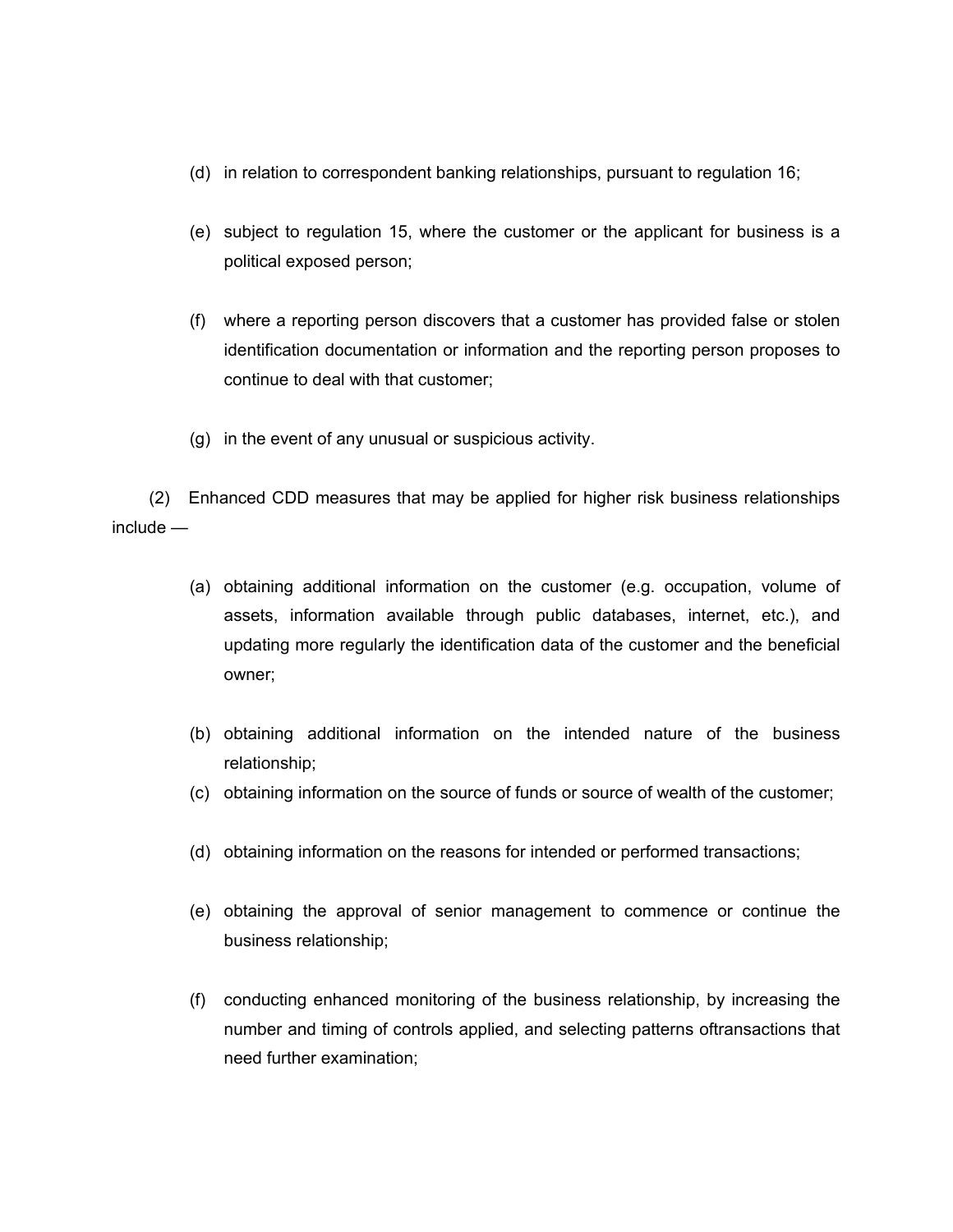(d) in relation to correspondent banking relationships, pursuant to regulation 16;

(e) subject to regulation 15, where the customer or the applicant for business is a political exposed person;

(f) where a reporting person discovers that a customer has provided false or stolen identification documentation or information and the reporting person proposes to continue to deal with that customer;

(g) in the event of any unusual or suspicious activity.

(2) Enhanced CDD measures that may be applied for higher risk business relationships include —

(a) obtaining additional information on the customer (e.g. occupation, volume of assets, information available through public databases, internet, etc.), and updating more regularly the identification data of the customer and the beneficial owner;

(b) obtaining additional information on the intended nature of the business relationship;

(c) obtaining information on the source of funds or source of wealth of the customer;

(d) obtaining information on the reasons for intended or performed transactions;

(e) obtaining the approval of senior management to commence or continue the business relationship;

(f) conducting enhanced monitoring of the business relationship, by increasing the number and timing of controls applied, and selecting patterns oftransactions that need further examination;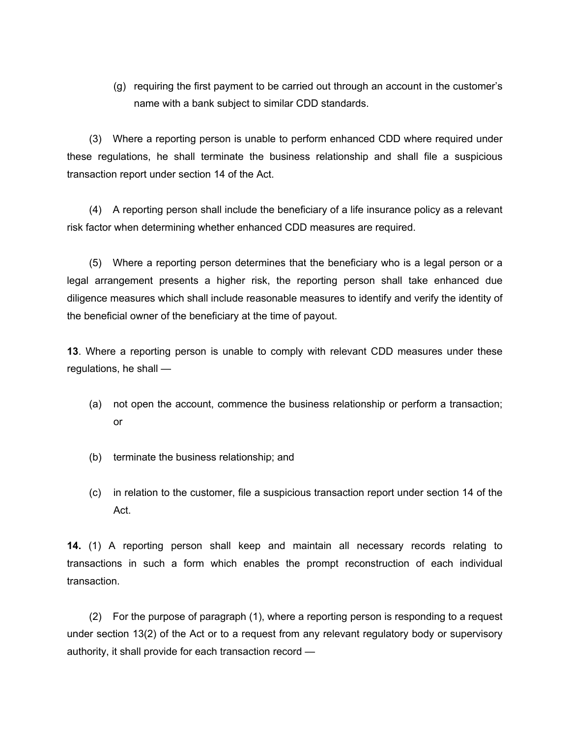(g) requiring the first payment to be carried out through an account in the customer's name with a bank subject to similar CDD standards.

(3) Where a reporting person is unable to perform enhanced CDD where required under these regulations, he shall terminate the business relationship and shall file a suspicious transaction report under section 14 of the Act.

(4) A reporting person shall include the beneficiary of a life insurance policy as a relevant risk factor when determining whether enhanced CDD measures are required.

(5) Where a reporting person determines that the beneficiary who is a legal person or a legal arrangement presents a higher risk, the reporting person shall take enhanced due diligence measures which shall include reasonable measures to identify and verify the identity of the beneficial owner of the beneficiary at the time of payout.

**13**. Where a reporting person is unable to comply with relevant CDD measures under these regulations, he shall —

(a) not open the account, commence the business relationship or perform a transaction; or

(b) terminate the business relationship; and

(c) in relation to the customer, file a suspicious transaction report under section 14 of the Act.

**14.** (1) A reporting person shall keep and maintain all necessary records relating to transactions in such a form which enables the prompt reconstruction of each individual transaction.

(2) For the purpose of paragraph (1), where a reporting person is responding to a request under section 13(2) of the Act or to a request from any relevant regulatory body or supervisory authority, it shall provide for each transaction record —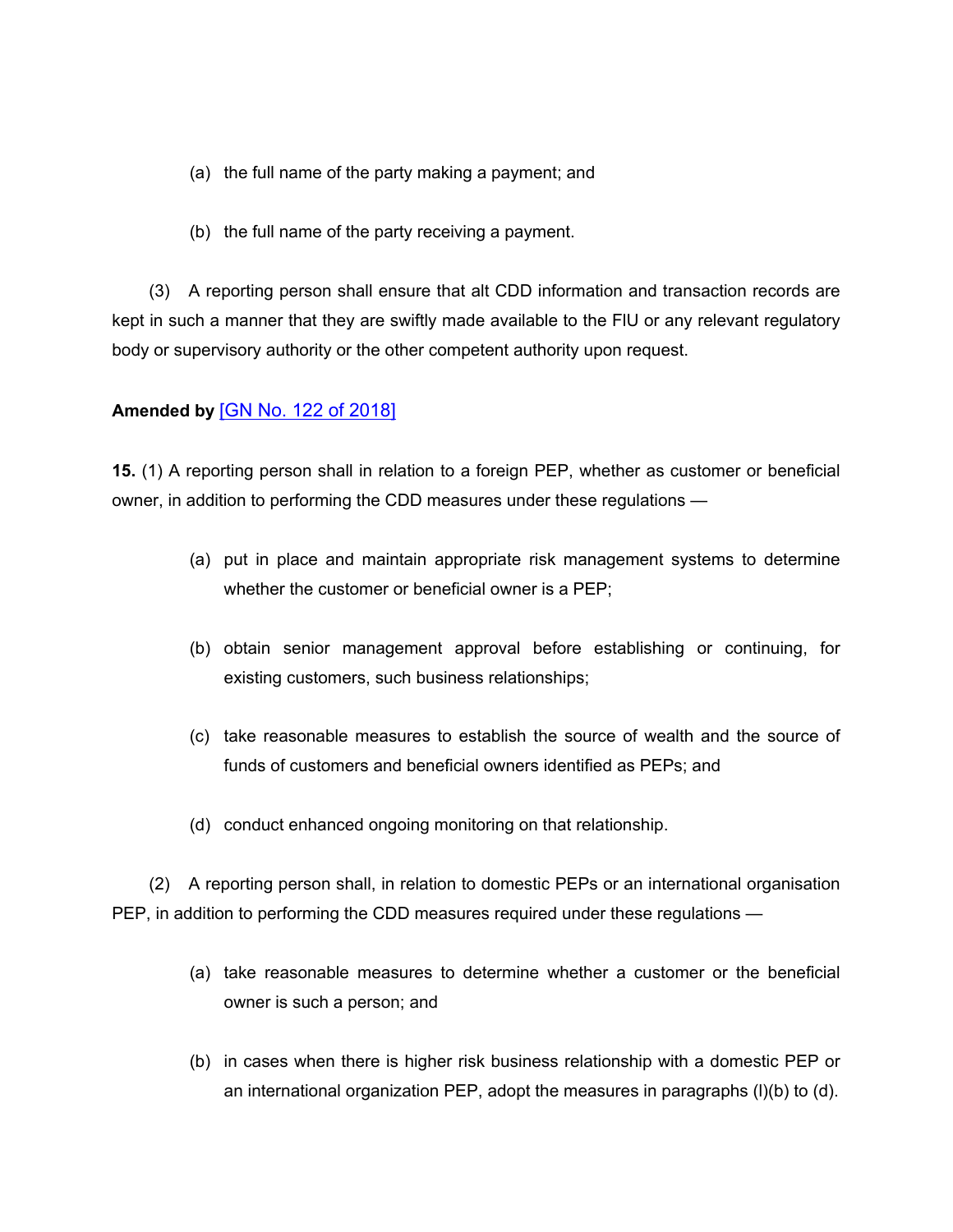(a) the full name of the party making a payment; and

(b) the full name of the party receiving a payment.

(3) A reporting person shall ensure that alt CDD information and transaction records are kept in such a manner that they are swiftly made available to the FIU or any relevant regulatory body or supervisory authority or the other competent authority upon request.

**Amended by** [GN No. 122 of 2018]

**15.** (1) A reporting person shall in relation to a foreign PEP, whether as customer or beneficial owner, in addition to performing the CDD measures under these regulations —

(a) put in place and maintain appropriate risk management systems to determine whether the customer or beneficial owner is a PEP;

(b) obtain senior management approval before establishing or continuing, for existing customers, such business relationships;

(c) take reasonable measures to establish the source of wealth and the source of funds of customers and beneficial owners identified as PEPs; and

(d) conduct enhanced ongoing monitoring on that relationship.

(2) A reporting person shall, in relation to domestic PEPs or an international organisation PEP, in addition to performing the CDD measures required under these regulations —

(a) take reasonable measures to determine whether a customer or the beneficial owner is such a person; and

(b) in cases when there is higher risk business relationship with a domestic PEP or an international organization PEP, adopt the measures in paragraphs (l)(b) to (d).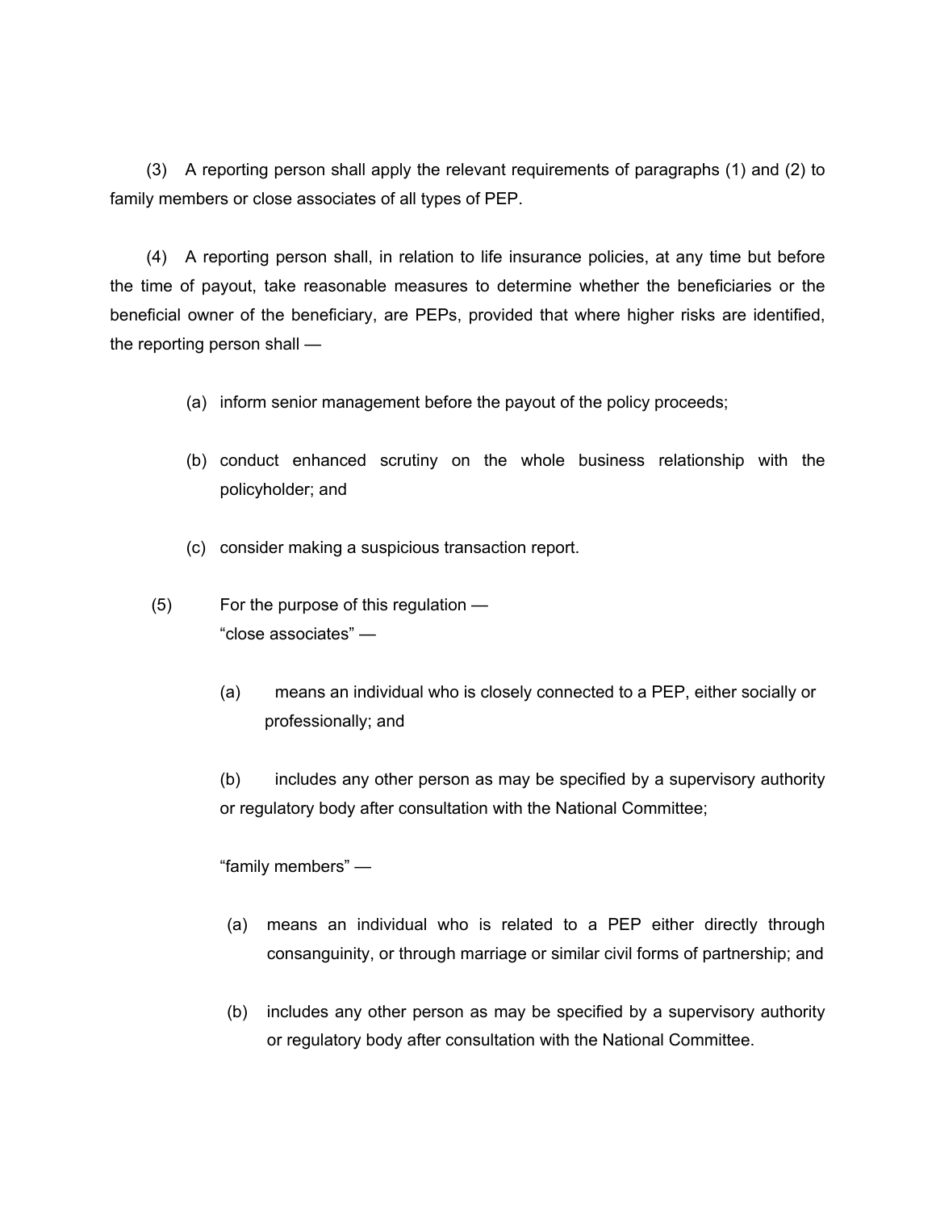(3) A reporting person shall apply the relevant requirements of paragraphs (1) and (2) to family members or close associates of all types of PEP.

(4) A reporting person shall, in relation to life insurance policies, at any time but before the time of payout, take reasonable measures to determine whether the beneficiaries or the beneficial owner of the beneficiary, are PEPs, provided that where higher risks are identified, the reporting person shall —

(a) inform senior management before the payout of the policy proceeds;

(b) conduct enhanced scrutiny on the whole business relationship with the policyholder; and

(c) consider making a suspicious transaction report.

(5) For the purpose of this regulation —

"close associates" —

(a) means an individual who is closely connected to a PEP, either socially or professionally; and

(b) includes any other person as may be specified by a supervisory authority or regulatory body after consultation with the National Committee;

"family members" —

(a) means an individual who is related to a PEP either directly through consanguinity, or through marriage or similar civil forms of partnership; and

(b) includes any other person as may be specified by a supervisory authority or regulatory body after consultation with the National Committee.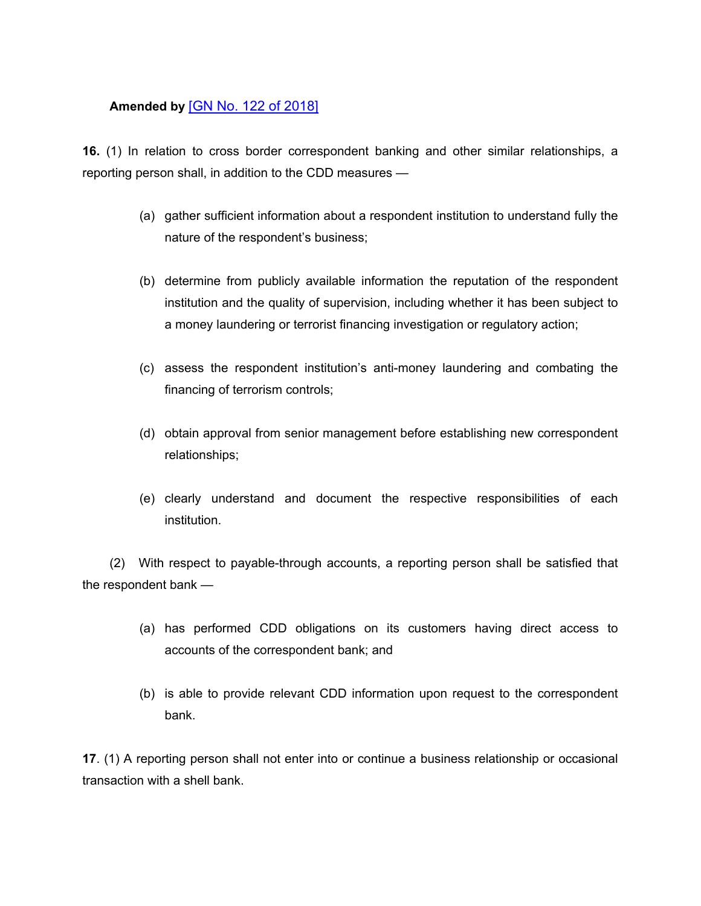**Amended by** [GN No. 122 of 2018]

**16.** (1) In relation to cross border correspondent banking and other similar relationships, a reporting person shall, in addition to the CDD measures —

(a) gather sufficient information about a respondent institution to understand fully the nature of the respondent's business;

(b) determine from publicly available information the reputation of the respondent institution and the quality of supervision, including whether it has been subject to a money laundering or terrorist financing investigation or regulatory action;

(c) assess the respondent institution's anti-money laundering and combating the financing of terrorism controls;

(d) obtain approval from senior management before establishing new correspondent relationships;

(e) clearly understand and document the respective responsibilities of each institution.

(2) With respect to payable-through accounts, a reporting person shall be satisfied that the respondent bank —

(a) has performed CDD obligations on its customers having direct access to accounts of the correspondent bank; and

(b) is able to provide relevant CDD information upon request to the correspondent bank.

**17**. (1) A reporting person shall not enter into or continue a business relationship or occasional transaction with a shell bank.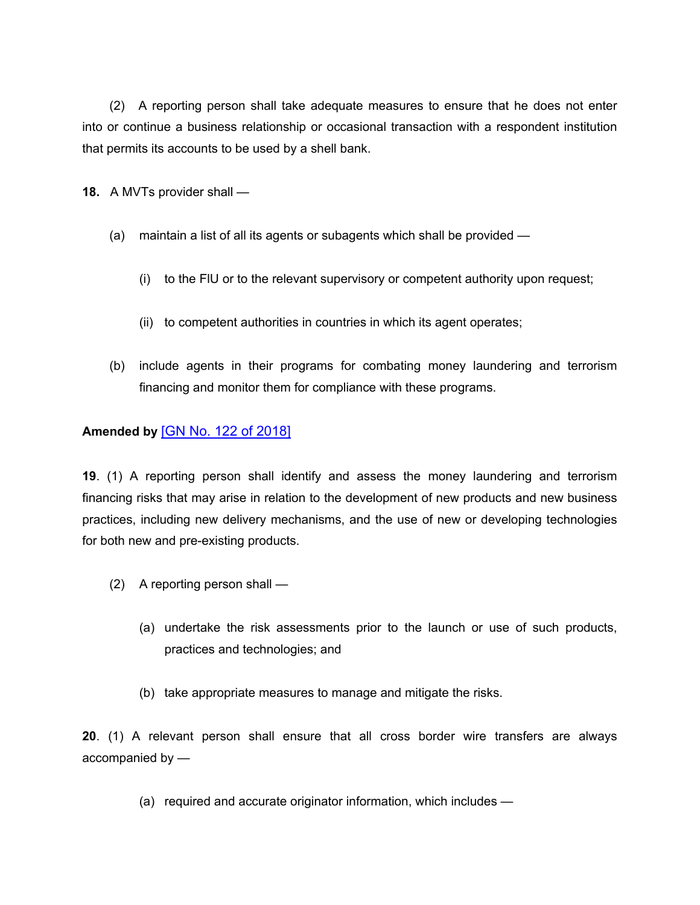(2) A reporting person shall take adequate measures to ensure that he does not enter into or continue a business relationship or occasional transaction with a respondent institution that permits its accounts to be used by a shell bank.

**18.** A MVTs provider shall —

(a) maintain a list of all its agents or subagents which shall be provided —

(i) to the FIU or to the relevant supervisory or competent authority upon request;

(ii) to competent authorities in countries in which its agent operates;

(b) include agents in their programs for combating money laundering and terrorism financing and monitor them for compliance with these programs.

**Amended by** [GN No. 122 of 2018]

**19**. (1) A reporting person shall identify and assess the money laundering and terrorism financing risks that may arise in relation to the development of new products and new business practices, including new delivery mechanisms, and the use of new or developing technologies for both new and pre-existing products.

(2) A reporting person shall —

(a) undertake the risk assessments prior to the launch or use of such products, practices and technologies; and

(b) take appropriate measures to manage and mitigate the risks.

**20**. (1) A relevant person shall ensure that all cross border wire transfers are always accompanied by —

(a) required and accurate originator information, which includes —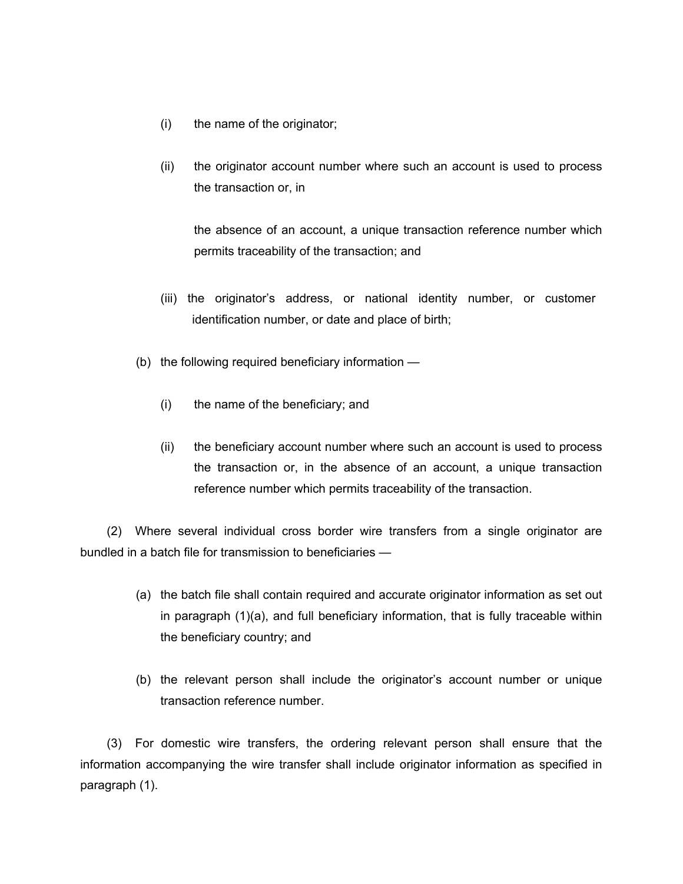(i) the name of the originator;

(ii) the originator account number where such an account is used to process the transaction or, in

the absence of an account, a unique transaction reference number which permits traceability of the transaction; and

(iii) the originator's address, or national identity number, or customer identification number, or date and place of birth;

(b) the following required beneficiary information —

(i) the name of the beneficiary; and

(ii) the beneficiary account number where such an account is used to process the transaction or, in the absence of an account, a unique transaction reference number which permits traceability of the transaction.

(2) Where several individual cross border wire transfers from a single originator are bundled in a batch file for transmission to beneficiaries —

(a) the batch file shall contain required and accurate originator information as set out in paragraph (1)(a), and full beneficiary information, that is fully traceable within the beneficiary country; and

(b) the relevant person shall include the originator's account number or unique transaction reference number.

(3) For domestic wire transfers, the ordering relevant person shall ensure that the information accompanying the wire transfer shall include originator information as specified in paragraph (1).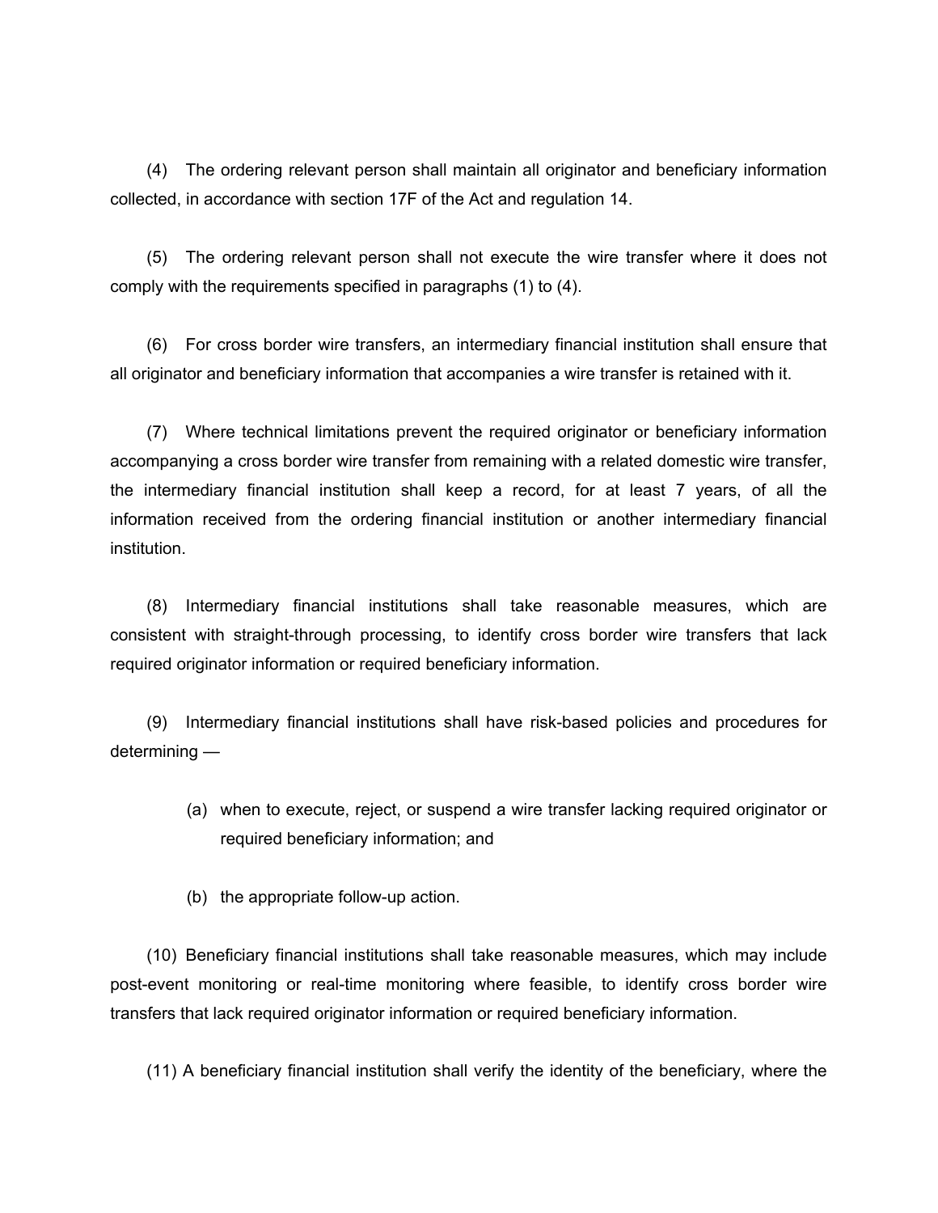(4) The ordering relevant person shall maintain all originator and beneficiary information collected, in accordance with section 17F of the Act and regulation 14.

(5) The ordering relevant person shall not execute the wire transfer where it does not comply with the requirements specified in paragraphs (1) to (4).

(6) For cross border wire transfers, an intermediary financial institution shall ensure that all originator and beneficiary information that accompanies a wire transfer is retained with it.

(7) Where technical limitations prevent the required originator or beneficiary information accompanying a cross border wire transfer from remaining with a related domestic wire transfer, the intermediary financial institution shall keep a record, for at least 7 years, of all the information received from the ordering financial institution or another intermediary financial institution.

(8) Intermediary financial institutions shall take reasonable measures, which are consistent with straight-through processing, to identify cross border wire transfers that lack required originator information or required beneficiary information.

(9) Intermediary financial institutions shall have risk-based policies and procedures for determining —

(a) when to execute, reject, or suspend a wire transfer lacking required originator or required beneficiary information; and

(b) the appropriate follow-up action.

(10) Beneficiary financial institutions shall take reasonable measures, which may include post-event monitoring or real-time monitoring where feasible, to identify cross border wire transfers that lack required originator information or required beneficiary information.

(11) A beneficiary financial institution shall verify the identity of the beneficiary, where the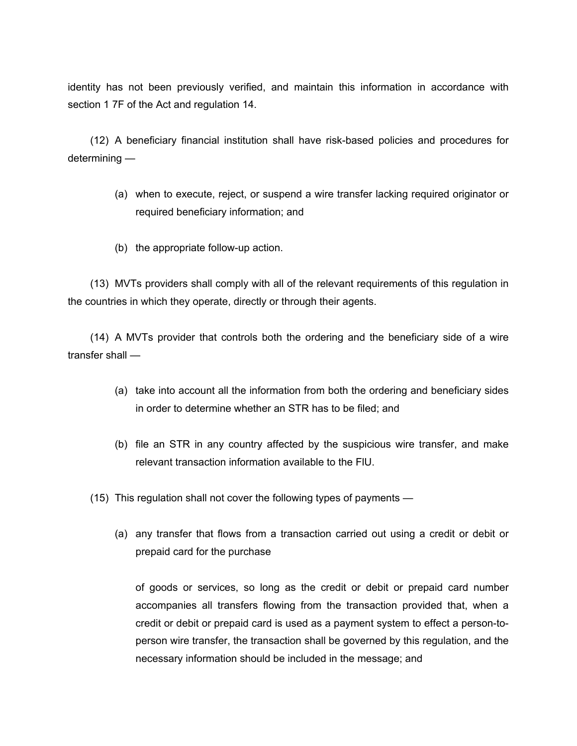identity has not been previously verified, and maintain this information in accordance with section 1 7F of the Act and regulation 14.

(12) A beneficiary financial institution shall have risk-based policies and procedures for determining —

(a) when to execute, reject, or suspend a wire transfer lacking required originator or required beneficiary information; and

(b) the appropriate follow-up action.

(13) MVTs providers shall comply with all of the relevant requirements of this regulation in the countries in which they operate, directly or through their agents.

(14) A MVTs provider that controls both the ordering and the beneficiary side of a wire transfer shall —

(a) take into account all the information from both the ordering and beneficiary sides in order to determine whether an STR has to be filed; and

(b) file an STR in any country affected by the suspicious wire transfer, and make relevant transaction information available to the FIU.

(15) This regulation shall not cover the following types of payments —

(a) any transfer that flows from a transaction carried out using a credit or debit or prepaid card for the purchase

of goods or services, so long as the credit or debit or prepaid card number accompanies all transfers flowing from the transaction provided that, when a credit or debit or prepaid card is used as a payment system to effect a person-to-person wire transfer, the transaction shall be governed by this regulation, and the necessary information should be included in the message; and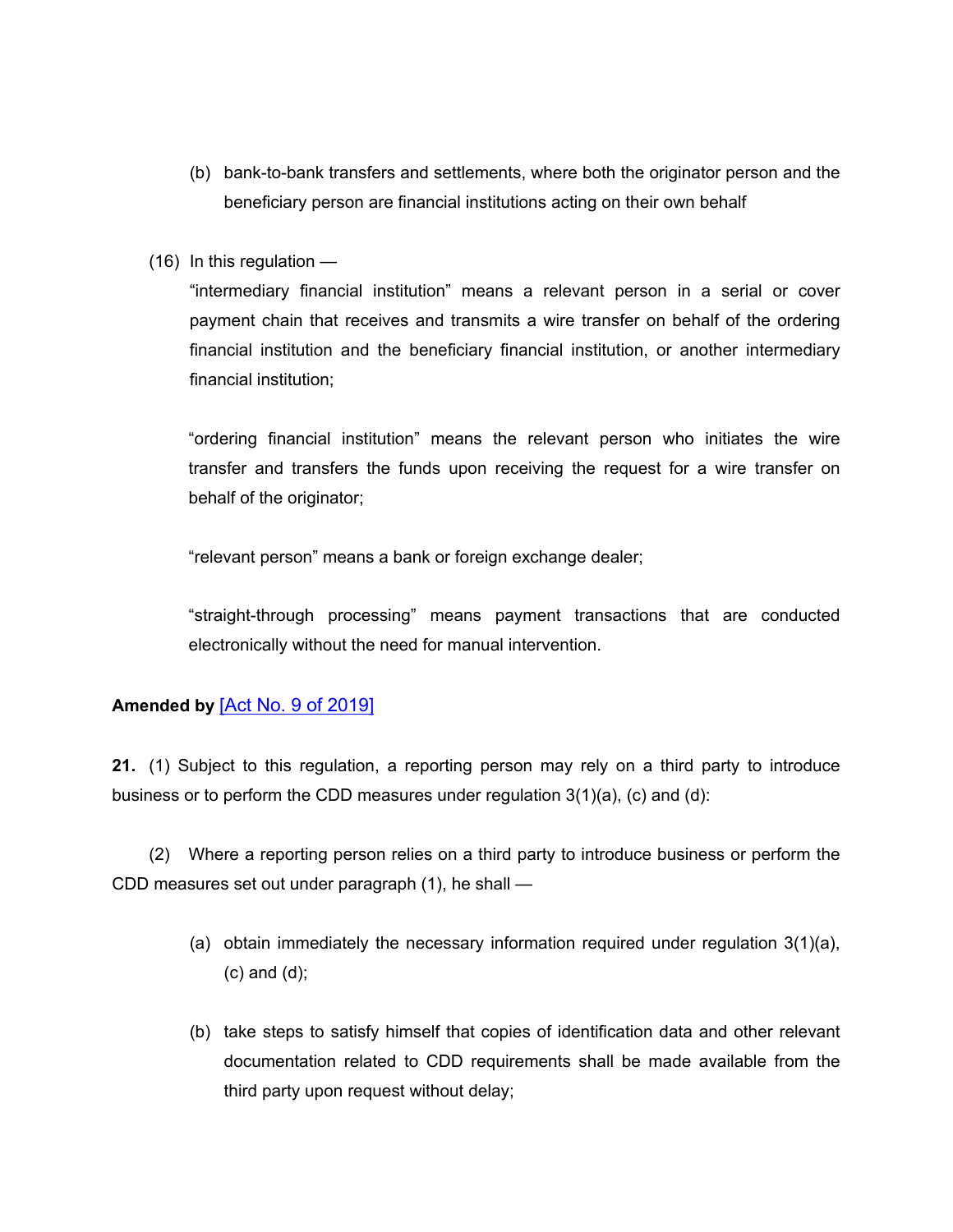(b) bank-to-bank transfers and settlements, where both the originator person and the beneficiary person are financial institutions acting on their own behalf

(16) In this regulation —

"intermediary financial institution" means a relevant person in a serial or cover payment chain that receives and transmits a wire transfer on behalf of the ordering financial institution and the beneficiary financial institution, or another intermediary financial institution;

"ordering financial institution" means the relevant person who initiates the wire transfer and transfers the funds upon receiving the request for a wire transfer on behalf of the originator;

"relevant person" means a bank or foreign exchange dealer;

"straight-through processing" means payment transactions that are conducted electronically without the need for manual intervention.

**Amended by** [Act No. 9 of 2019]

**21.** (1) Subject to this regulation, a reporting person may rely on a third party to introduce business or to perform the CDD measures under regulation 3(1)(a), (c) and (d):

(2) Where a reporting person relies on a third party to introduce business or perform the CDD measures set out under paragraph (1), he shall —

(a) obtain immediately the necessary information required under regulation 3(1)(a), (c) and (d);

(b) take steps to satisfy himself that copies of identification data and other relevant documentation related to CDD requirements shall be made available from the third party upon request without delay;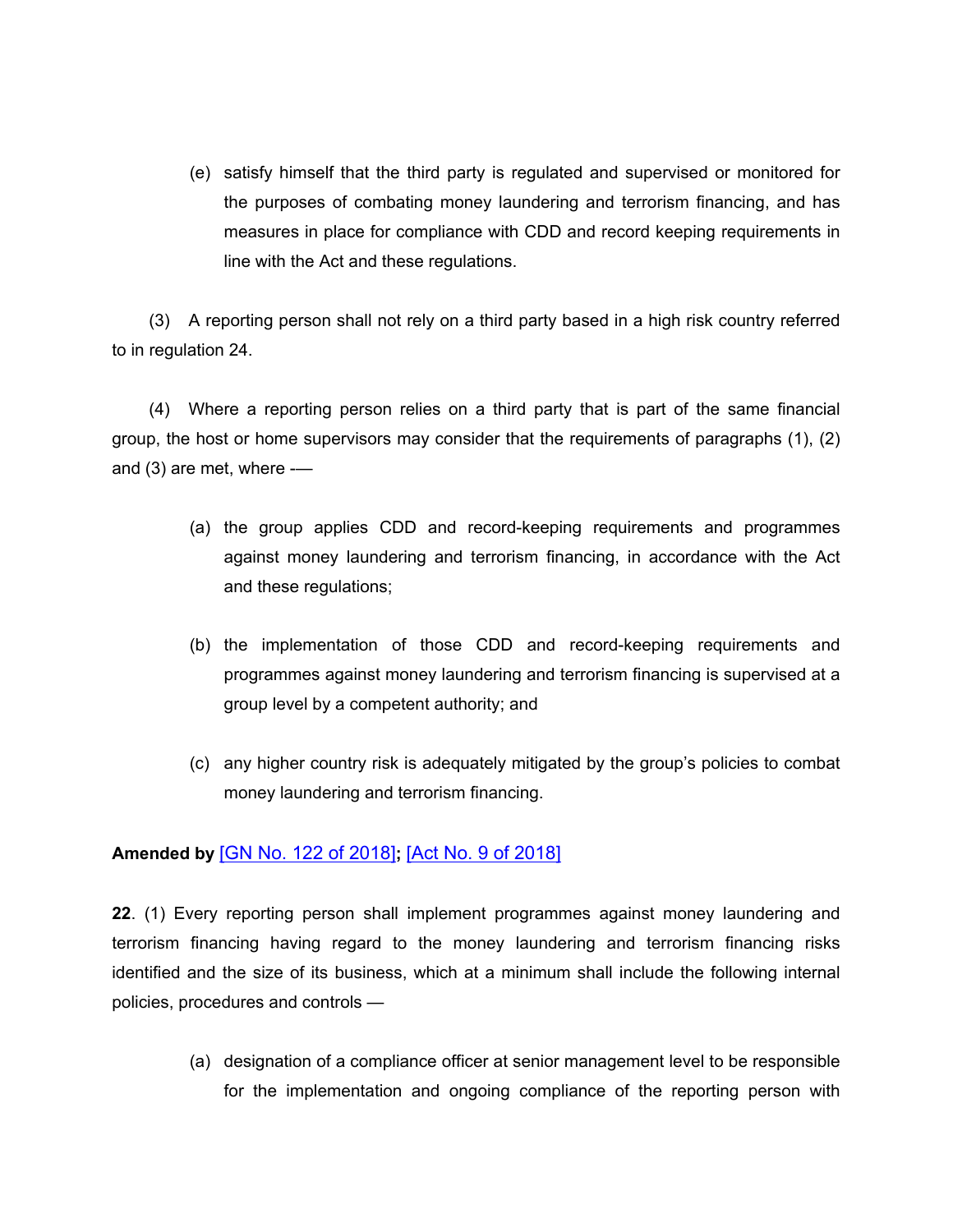(e) satisfy himself that the third party is regulated and supervised or monitored for the purposes of combating money laundering and terrorism financing, and has measures in place for compliance with CDD and record keeping requirements in line with the Act and these regulations.

(3) A reporting person shall not rely on a third party based in a high risk country referred to in regulation 24.

(4) Where a reporting person relies on a third party that is part of the same financial group, the host or home supervisors may consider that the requirements of paragraphs (1), (2) and (3) are met, where -—

(a) the group applies CDD and record-keeping requirements and programmes against money laundering and terrorism financing, in accordance with the Act and these regulations;

(b) the implementation of those CDD and record-keeping requirements and programmes against money laundering and terrorism financing is supervised at a group level by a competent authority; and

(c) any higher country risk is adequately mitigated by the group's policies to combat money laundering and terrorism financing.

**Amended by** [GN No. 122 of 2018]**;** [Act No. 9 of 2018]

**22**. (1) Every reporting person shall implement programmes against money laundering and terrorism financing having regard to the money laundering and terrorism financing risks identified and the size of its business, which at a minimum shall include the following internal policies, procedures and controls —

(a) designation of a compliance officer at senior management level to be responsible for the implementation and ongoing compliance of the reporting person with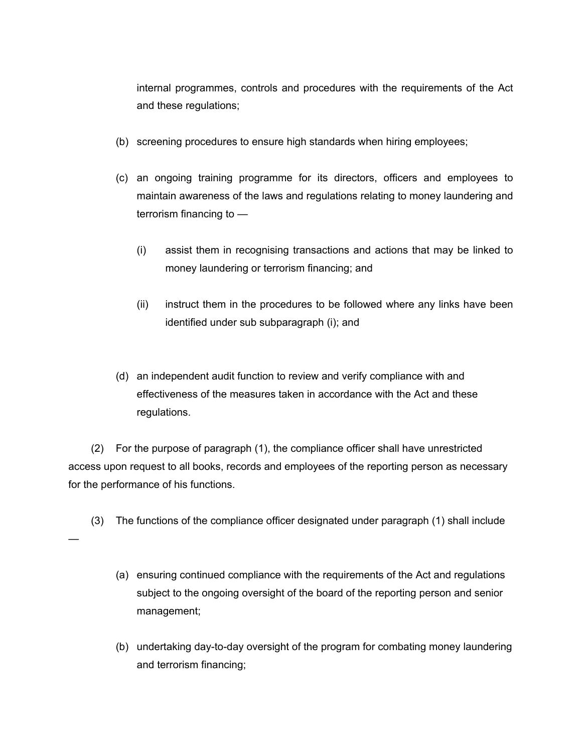internal programmes, controls and procedures with the requirements of the Act and these regulations;

(b) screening procedures to ensure high standards when hiring employees;

(c) an ongoing training programme for its directors, officers and employees to maintain awareness of the laws and regulations relating to money laundering and terrorism financing to —

(i) assist them in recognising transactions and actions that may be linked to money laundering or terrorism financing; and

(ii) instruct them in the procedures to be followed where any links have been identified under sub subparagraph (i); and

(d) an independent audit function to review and verify compliance with and effectiveness of the measures taken in accordance with the Act and these regulations.

(2) For the purpose of paragraph (1), the compliance officer shall have unrestricted access upon request to all books, records and employees of the reporting person as necessary for the performance of his functions.

(3) The functions of the compliance officer designated under paragraph (1) shall include —

(a) ensuring continued compliance with the requirements of the Act and regulations subject to the ongoing oversight of the board of the reporting person and senior management;

(b) undertaking day-to-day oversight of the program for combating money laundering and terrorism financing;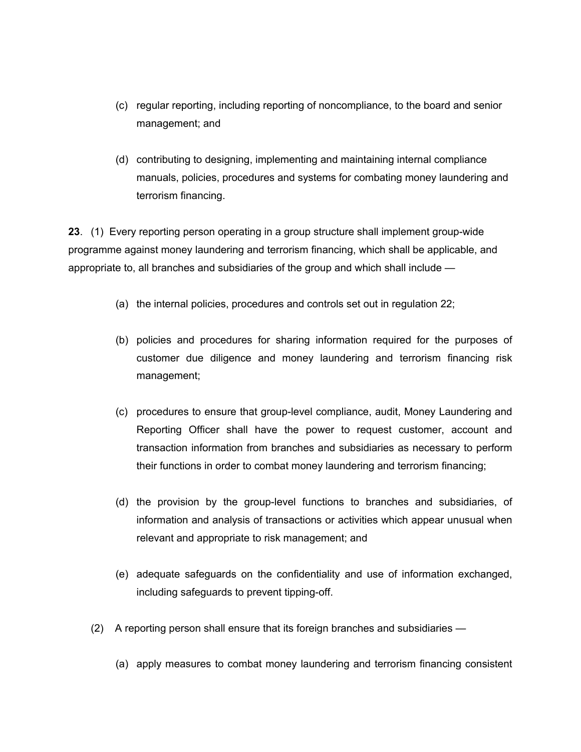(c) regular reporting, including reporting of noncompliance, to the board and senior management; and

(d) contributing to designing, implementing and maintaining internal compliance manuals, policies, procedures and systems for combating money laundering and terrorism financing.

**23**. (1) Every reporting person operating in a group structure shall implement group-wide programme against money laundering and terrorism financing, which shall be applicable, and appropriate to, all branches and subsidiaries of the group and which shall include —

(a) the internal policies, procedures and controls set out in regulation 22;

(b) policies and procedures for sharing information required for the purposes of customer due diligence and money laundering and terrorism financing risk management;

(c) procedures to ensure that group-level compliance, audit, Money Laundering and Reporting Officer shall have the power to request customer, account and transaction information from branches and subsidiaries as necessary to perform their functions in order to combat money laundering and terrorism financing;

(d) the provision by the group-level functions to branches and subsidiaries, of information and analysis of transactions or activities which appear unusual when relevant and appropriate to risk management; and

(e) adequate safeguards on the confidentiality and use of information exchanged, including safeguards to prevent tipping-off.

(2) A reporting person shall ensure that its foreign branches and subsidiaries —

(a) apply measures to combat money laundering and terrorism financing consistent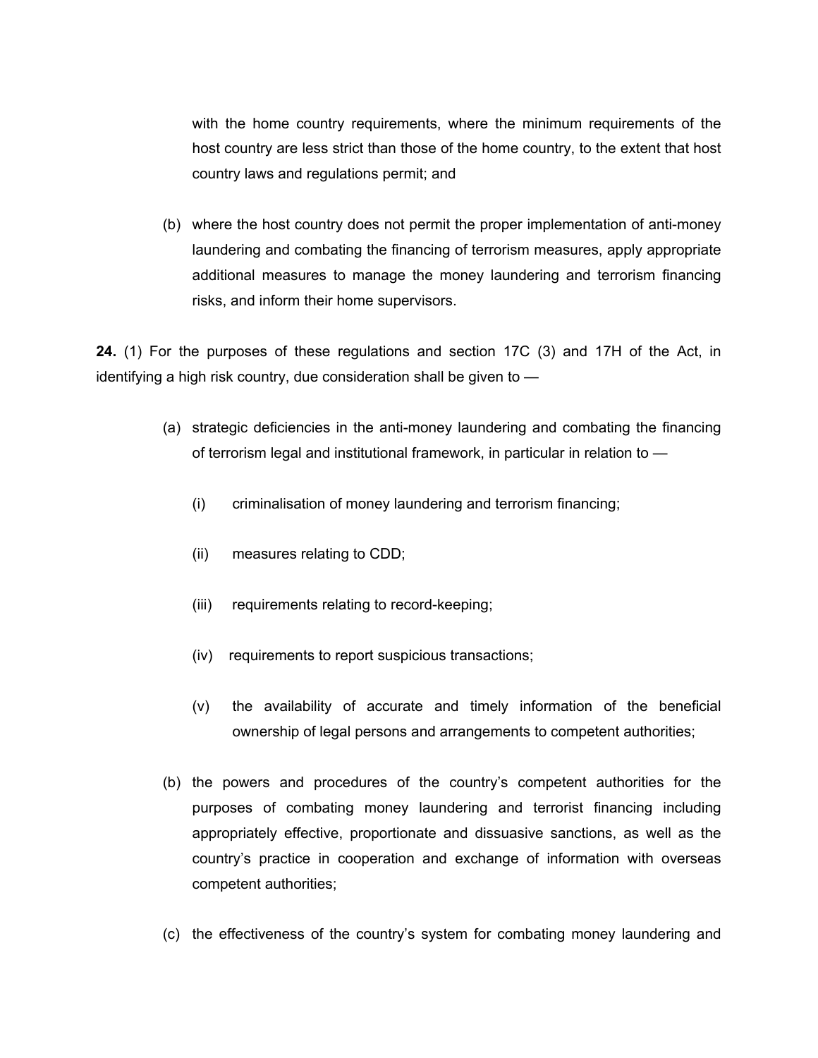with the home country requirements, where the minimum requirements of the host country are less strict than those of the home country, to the extent that host country laws and regulations permit; and

(b) where the host country does not permit the proper implementation of anti-money laundering and combating the financing of terrorism measures, apply appropriate additional measures to manage the money laundering and terrorism financing risks, and inform their home supervisors.

**24.** (1) For the purposes of these regulations and section 17C (3) and 17H of the Act, in identifying a high risk country, due consideration shall be given to —

(a) strategic deficiencies in the anti-money laundering and combating the financing of terrorism legal and institutional framework, in particular in relation to —

(i) criminalisation of money laundering and terrorism financing;

(ii) measures relating to CDD;

(iii) requirements relating to record-keeping;

(iv) requirements to report suspicious transactions;

(v) the availability of accurate and timely information of the beneficial ownership of legal persons and arrangements to competent authorities;

(b) the powers and procedures of the country's competent authorities for the purposes of combating money laundering and terrorist financing including appropriately effective, proportionate and dissuasive sanctions, as well as the country's practice in cooperation and exchange of information with overseas competent authorities;

(c) the effectiveness of the country's system for combating money laundering and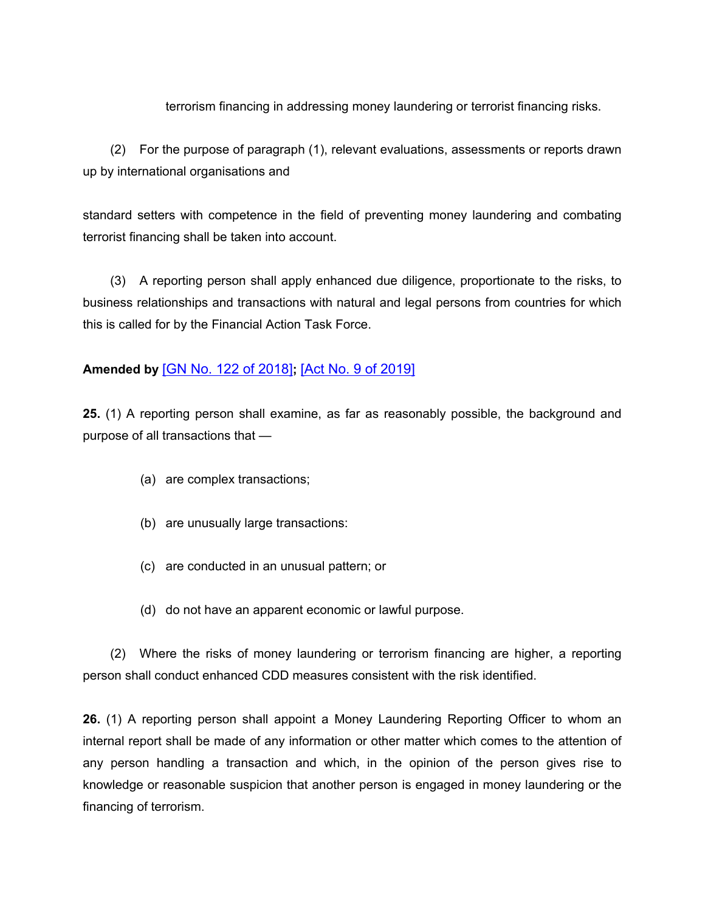terrorism financing in addressing money laundering or terrorist financing risks.

(2) For the purpose of paragraph (1), relevant evaluations, assessments or reports drawn up by international organisations and standard setters with competence in the field of preventing money laundering and combating terrorist financing shall be taken into account.

(3) A reporting person shall apply enhanced due diligence, proportionate to the risks, to business relationships and transactions with natural and legal persons from countries for which this is called for by the Financial Action Task Force.

**Amended by** [GN No. 122 of 2018]**;** [Act No. 9 of 2019]

**25.** (1) A reporting person shall examine, as far as reasonably possible, the background and purpose of all transactions that —

(a) are complex transactions;

(b) are unusually large transactions:

(c) are conducted in an unusual pattern; or

(d) do not have an apparent economic or lawful purpose.

(2) Where the risks of money laundering or terrorism financing are higher, a reporting person shall conduct enhanced CDD measures consistent with the risk identified.

**26.** (1) A reporting person shall appoint a Money Laundering Reporting Officer to whom an internal report shall be made of any information or other matter which comes to the attention of any person handling a transaction and which, in the opinion of the person gives rise to knowledge or reasonable suspicion that another person is engaged in money laundering or the financing of terrorism.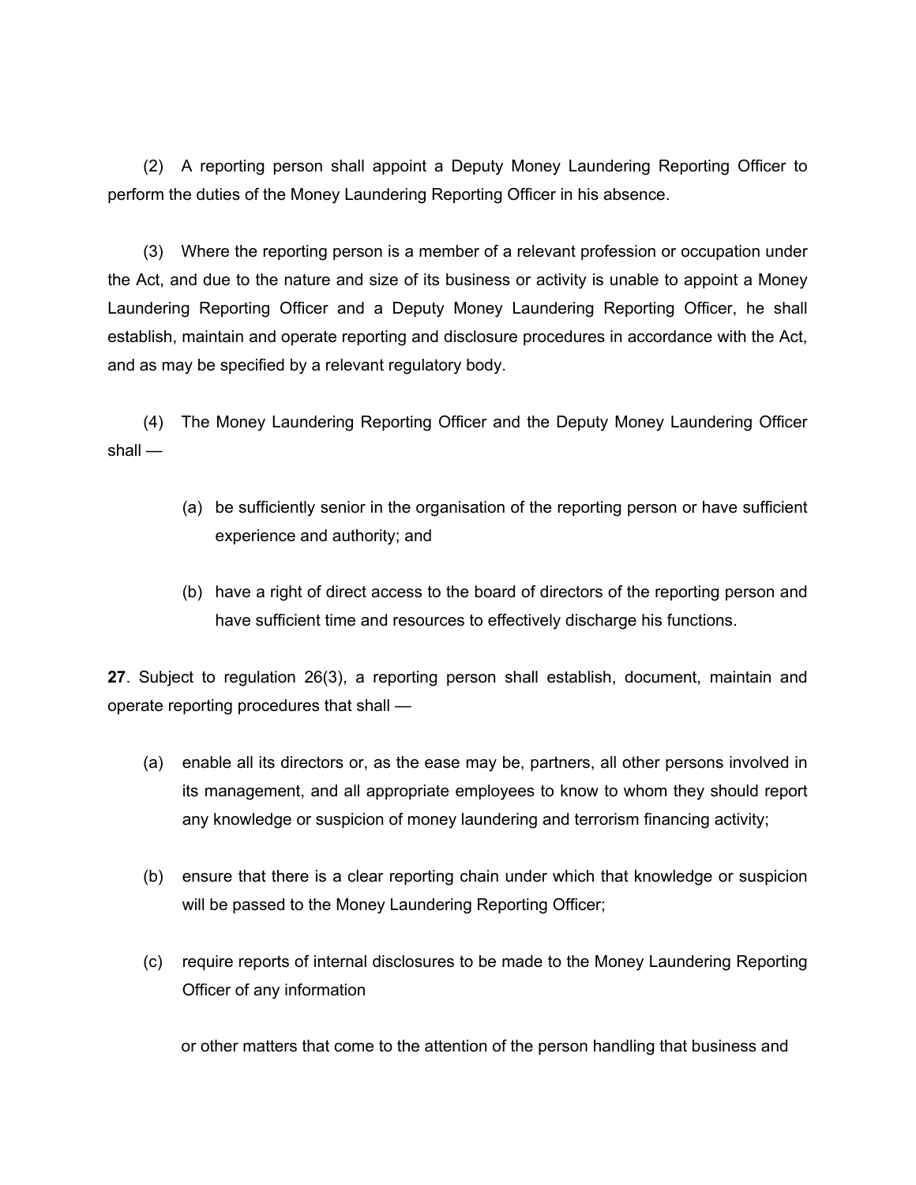(2) A reporting person shall appoint a Deputy Money Laundering Reporting Officer to perform the duties of the Money Laundering Reporting Officer in his absence.

(3) Where the reporting person is a member of a relevant profession or occupation under the Act, and due to the nature and size of its business or activity is unable to appoint a Money Laundering Reporting Officer and a Deputy Money Laundering Reporting Officer, he shall establish, maintain and operate reporting and disclosure procedures in accordance with the Act, and as may be specified by a relevant regulatory body.

(4) The Money Laundering Reporting Officer and the Deputy Money Laundering Officer shall —

(a) be sufficiently senior in the organisation of the reporting person or have sufficient experience and authority; and

(b) have a right of direct access to the board of directors of the reporting person and have sufficient time and resources to effectively discharge his functions.

**27**. Subject to regulation 26(3), a reporting person shall establish, document, maintain and operate reporting procedures that shall —

(a) enable all its directors or, as the ease may be, partners, all other persons involved in its management, and all appropriate employees to know to whom they should report any knowledge or suspicion of money laundering and terrorism financing activity;

(b) ensure that there is a clear reporting chain under which that knowledge or suspicion will be passed to the Money Laundering Reporting Officer;

(c) require reports of internal disclosures to be made to the Money Laundering Reporting Officer of any information

or other matters that come to the attention of the person handling that business and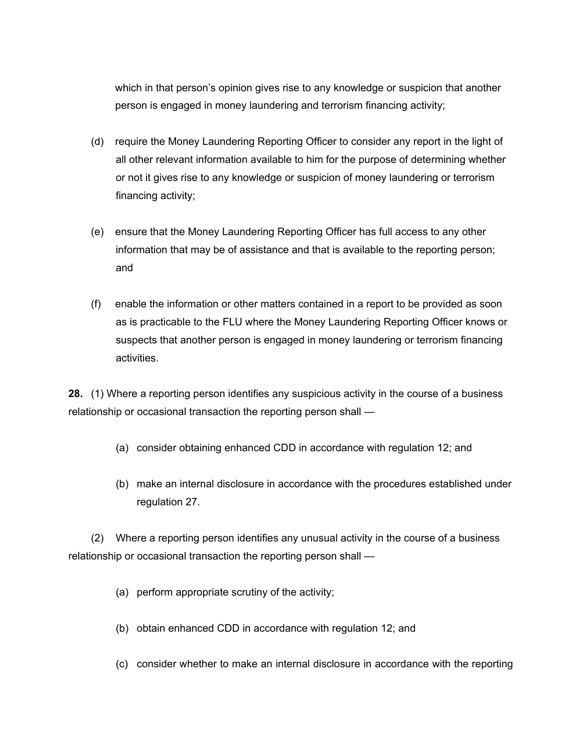which in that person's opinion gives rise to any knowledge or suspicion that another person is engaged in money laundering and terrorism financing activity;

(d) require the Money Laundering Reporting Officer to consider any report in the light of all other relevant information available to him for the purpose of determining whether or not it gives rise to any knowledge or suspicion of money laundering or terrorism financing activity;

(e) ensure that the Money Laundering Reporting Officer has full access to any other information that may be of assistance and that is available to the reporting person; and

(f) enable the information or other matters contained in a report to be provided as soon as is practicable to the FLU where the Money Laundering Reporting Officer knows or suspects that another person is engaged in money laundering or terrorism financing activities.

**28.** (1) Where a reporting person identifies any suspicious activity in the course of a business relationship or occasional transaction the reporting person shall —

(a) consider obtaining enhanced CDD in accordance with regulation 12; and

(b) make an internal disclosure in accordance with the procedures established under regulation 27.

(2) Where a reporting person identifies any unusual activity in the course of a business relationship or occasional transaction the reporting person shall —

(a) perform appropriate scrutiny of the activity;

(b) obtain enhanced CDD in accordance with regulation 12; and

(c) consider whether to make an internal disclosure in accordance with the reporting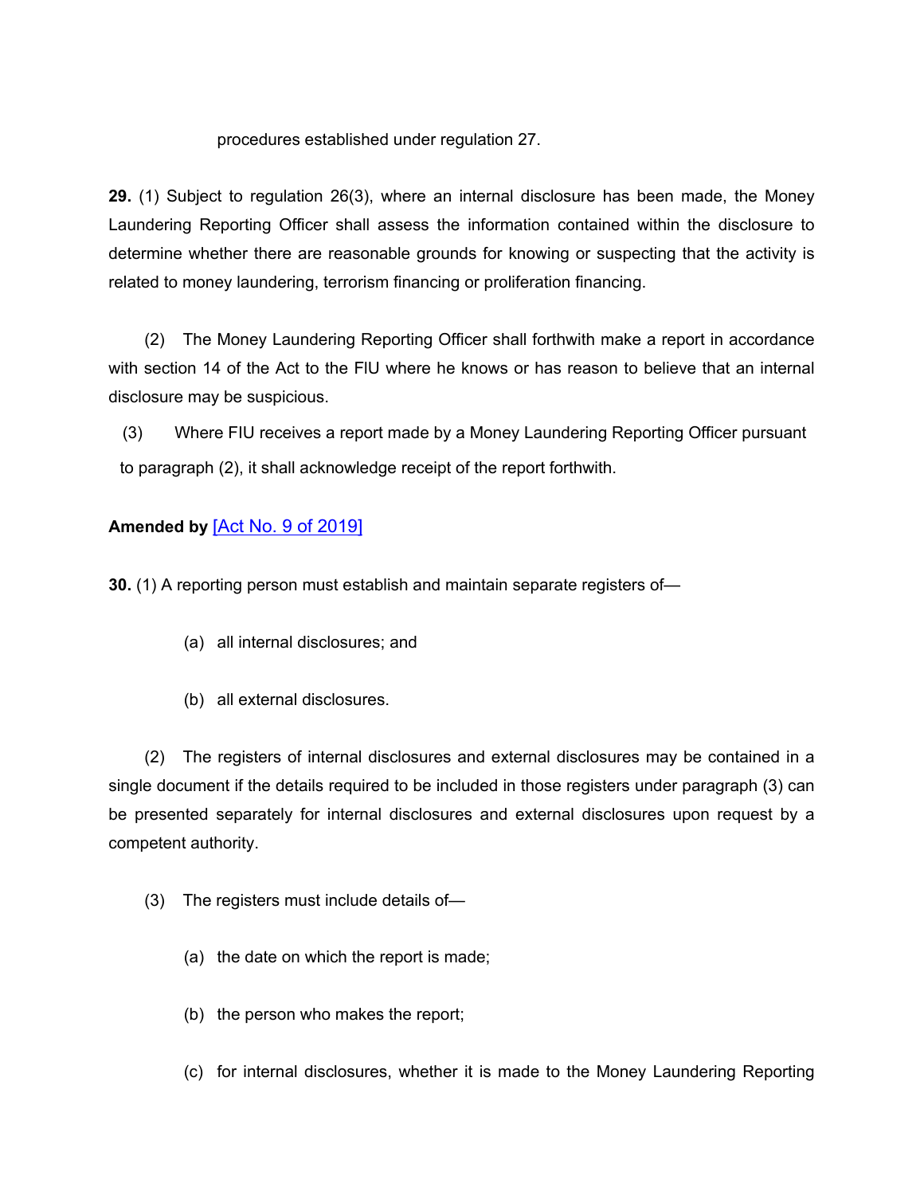procedures established under regulation 27.

**29.** (1) Subject to regulation 26(3), where an internal disclosure has been made, the Money Laundering Reporting Officer shall assess the information contained within the disclosure to determine whether there are reasonable grounds for knowing or suspecting that the activity is related to money laundering, terrorism financing or proliferation financing.

(2) The Money Laundering Reporting Officer shall forthwith make a report in accordance with section 14 of the Act to the FIU where he knows or has reason to believe that an internal disclosure may be suspicious.

(3) Where FIU receives a report made by a Money Laundering Reporting Officer pursuant to paragraph (2), it shall acknowledge receipt of the report forthwith.

**Amended by** [Act No. 9 of 2019]

**30.** (1) A reporting person must establish and maintain separate registers of—

(a) all internal disclosures; and

(b) all external disclosures.

(2) The registers of internal disclosures and external disclosures may be contained in a single document if the details required to be included in those registers under paragraph (3) can be presented separately for internal disclosures and external disclosures upon request by a competent authority.

(3) The registers must include details of—

(a) the date on which the report is made;

(b) the person who makes the report;

(c) for internal disclosures, whether it is made to the Money Laundering Reporting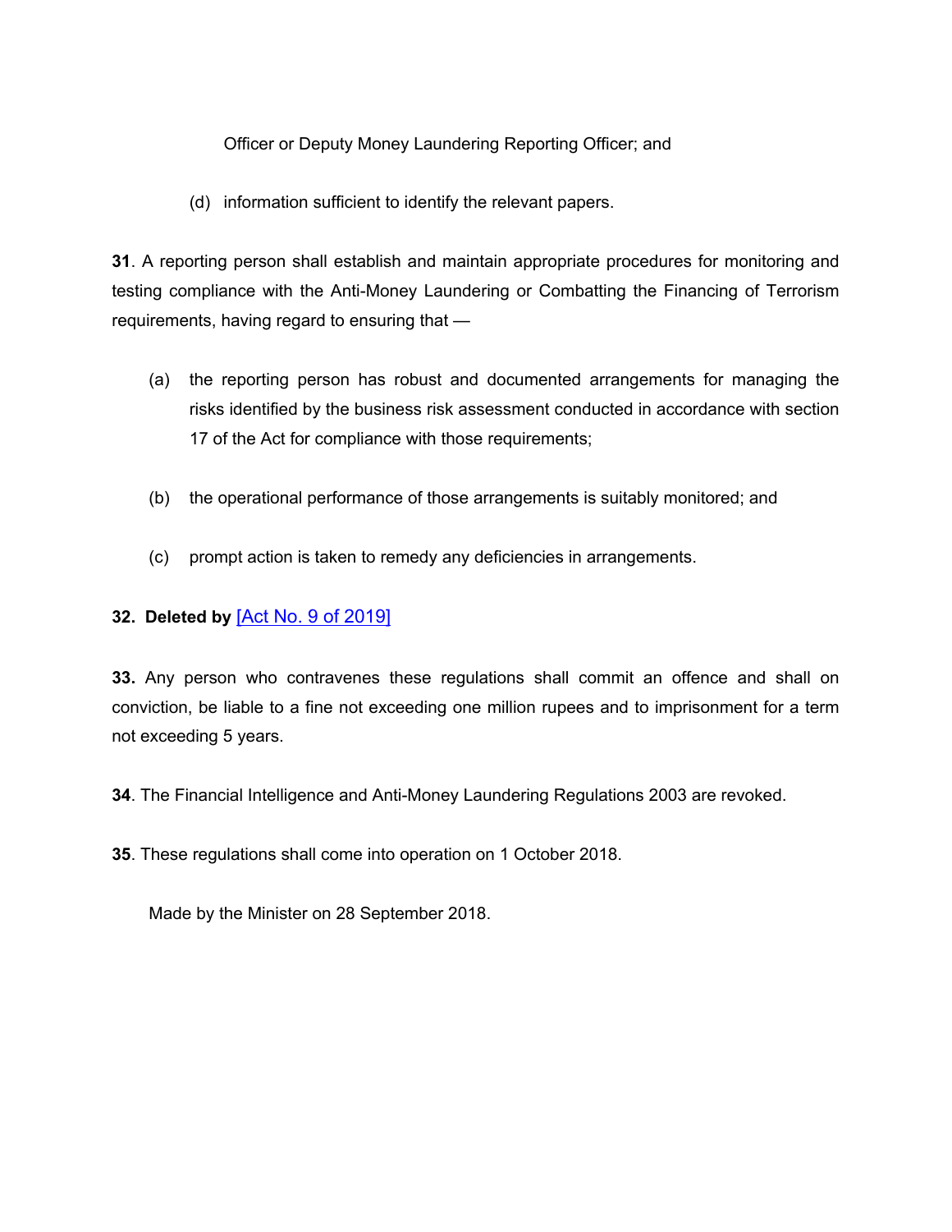Officer or Deputy Money Laundering Reporting Officer; and

(d) information sufficient to identify the relevant papers.

**31**. A reporting person shall establish and maintain appropriate procedures for monitoring and testing compliance with the Anti-Money Laundering or Combatting the Financing of Terrorism requirements, having regard to ensuring that —

(a) the reporting person has robust and documented arrangements for managing the risks identified by the business risk assessment conducted in accordance with section 17 of the Act for compliance with those requirements;

(b) the operational performance of those arrangements is suitably monitored; and

(c) prompt action is taken to remedy any deficiencies in arrangements.

**32. Deleted by** [Act No. 9 of 2019]

**33.** Any person who contravenes these regulations shall commit an offence and shall on conviction, be liable to a fine not exceeding one million rupees and to imprisonment for a term not exceeding 5 years.

**34**. The Financial Intelligence and Anti-Money Laundering Regulations 2003 are revoked.

**35**. These regulations shall come into operation on 1 October 2018.

Made by the Minister on 28 September 2018.